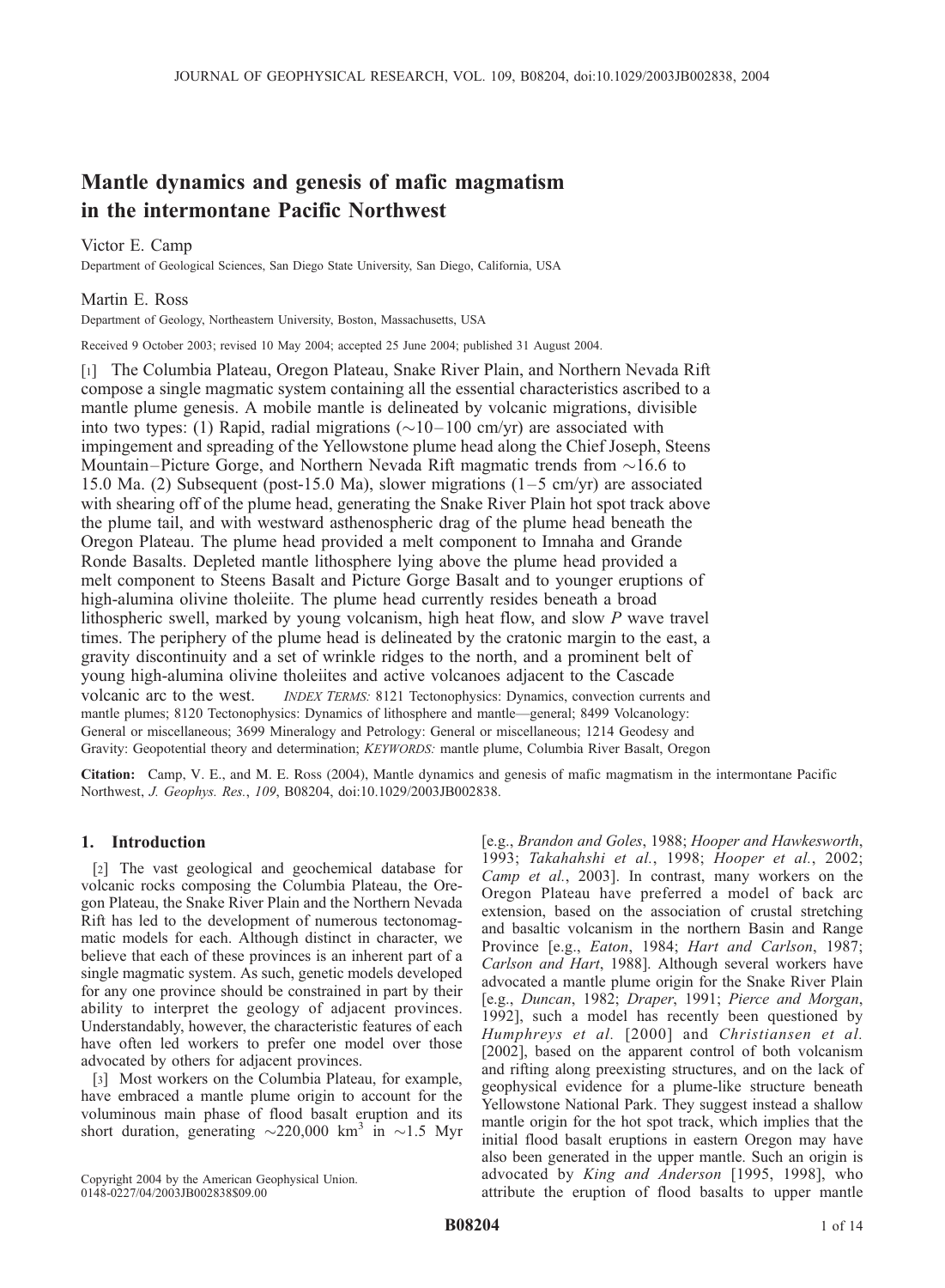# Mantle dynamics and genesis of mafic magmatism in the intermontane Pacific Northwest

Victor E. Camp

Department of Geological Sciences, San Diego State University, San Diego, California, USA

Martin E. Ross

Department of Geology, Northeastern University, Boston, Massachusetts, USA

Received 9 October 2003; revised 10 May 2004; accepted 25 June 2004; published 31 August 2004.

[1] The Columbia Plateau, Oregon Plateau, Snake River Plain, and Northern Nevada Rift compose a single magmatic system containing all the essential characteristics ascribed to a mantle plume genesis. A mobile mantle is delineated by volcanic migrations, divisible into two types: (1) Rapid, radial migrations (~10–100 cm/yr) are associated with impingement and spreading of the Yellowstone plume head along the Chief Joseph, Steens Mountain–Picture Gorge, and Northern Nevada Rift magmatic trends from ~16.6 to 15.0 Ma. (2) Subsequent (post-15.0 Ma), slower migrations (1–5 cm/yr) are associated with shearing off of the plume head, generating the Snake River Plain hot spot track above the plume tail, and with westward asthenospheric drag of the plume head beneath the Oregon Plateau. The plume head provided a melt component to Imnaha and Grande Ronde Basalts. Depleted mantle lithosphere lying above the plume head provided a melt component to Steens Basalt and Picture Gorge Basalt and to younger eruptions of high-alumina olivine tholeiite. The plume head currently resides beneath a broad lithospheric swell, marked by young volcanism, high heat flow, and slow *P* wave travel times. The periphery of the plume head is delineated by the cratonic margin to the east, a gravity discontinuity and a set of wrinkle ridges to the north, and a prominent belt of young high-alumina olivine tholeiites and active volcanoes adjacent to the Cascade volcanic arc to the west. *INDEX TERMS:* 8121 Tectonophysics: Dynamics, convection currents and mantle plumes; 8120 Tectonophysics: Dynamics of lithosphere and mantle—general; 8499 Volcanology: General or miscellaneous; 3699 Mineralogy and Petrology: General or miscellaneous; 1214 Geodesy and Gravity: Geopotential theory and determination; *KEYWORDS:* mantle plume, Columbia River Basalt, Oregon

**Citation:** Camp, V. E., and M. E. Ross (2004), Mantle dynamics and genesis of mafic magmatism in the intermontane Pacific Northwest, *J. Geophys. Res.*, *109*, B08204, doi:10.1029/2003JB002838.

## 1. Introduction

[2] The vast geological and geochemical database for volcanic rocks composing the Columbia Plateau, the Oregon Plateau, the Snake River Plain and the Northern Nevada Rift has led to the development of numerous tectonomagmatic models for each. Although distinct in character, we believe that each of these provinces is an inherent part of a single magmatic system. As such, genetic models developed for any one province should be constrained in part by their ability to interpret the geology of adjacent provinces. Understandably, however, the characteristic features of each have often led workers to prefer one model over those advocated by others for adjacent provinces.

[3] Most workers on the Columbia Plateau, for example, have embraced a mantle plume origin to account for the voluminous main phase of flood basalt eruption and its short duration, generating ~220,000 km$^3$ in ~1.5 Myr [e.g., *Brandon and Goles*, 1988; *Hooper and Hawkesworth*, 1993; *Takahahshi et al.*, 1998; *Hooper et al.*, 2002; *Camp et al.*, 2003]. In contrast, many workers on the Oregon Plateau have preferred a model of back arc extension, based on the association of crustal stretching and basaltic volcanism in the northern Basin and Range Province [e.g., *Eaton*, 1984; *Hart and Carlson*, 1987; *Carlson and Hart*, 1988]. Although several workers have advocated a mantle plume origin for the Snake River Plain [e.g., *Duncan*, 1982; *Draper*, 1991; *Pierce and Morgan*, 1992], such a model has recently been questioned by *Humphreys et al.* [2000] and *Christiansen et al.* [2002], based on the apparent control of both volcanism and rifting along preexisting structures, and on the lack of geophysical evidence for a plume-like structure beneath Yellowstone National Park. They suggest instead a shallow mantle origin for the hot spot track, which implies that the initial flood basalt eruptions in eastern Oregon may have also been generated in the upper mantle. Such an origin is advocated by *King and Anderson* [1995, 1998], who attribute the eruption of flood basalts to upper mantle

Copyright 2004 by the American Geophysical Union.
0148-0227/04/2003JB002838$09.00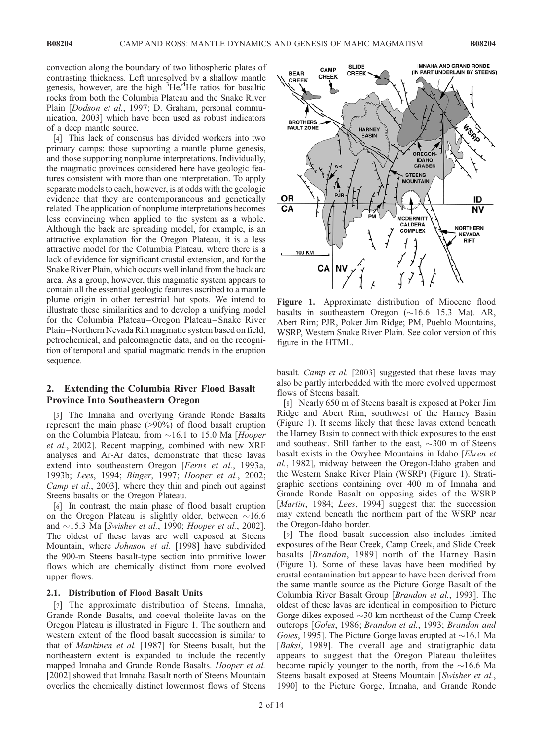convection along the boundary of two lithospheric plates of contrasting thickness. Left unresolved by a shallow mantle genesis, however, are the high $^3He/^4He$ ratios for basaltic rocks from both the Columbia Plateau and the Snake River Plain [*Dodson et al.*, 1997; D. Graham, personal communication, 2003] which have been used as robust indicators of a deep mantle source.

[4] This lack of consensus has divided workers into two primary camps: those supporting a mantle plume genesis, and those supporting nonplume interpretations. Individually, the magmatic provinces considered here have geologic features consistent with more than one interpretation. To apply separate models to each, however, is at odds with the geologic evidence that they are contemporaneous and genetically related. The application of nonplume interpretations becomes less convincing when applied to the system as a whole. Although the back arc spreading model, for example, is an attractive explanation for the Oregon Plateau, it is a less attractive model for the Columbia Plateau, where there is a lack of evidence for significant crustal extension, and for the Snake River Plain, which occurs well inland from the back arc area. As a group, however, this magmatic system appears to contain all the essential geologic features ascribed to a mantle plume origin in other terrestrial hot spots. We intend to illustrate these similarities and to develop a unifying model for the Columbia Plateau–Oregon Plateau–Snake River Plain–Northern Nevada Rift magmatic system based on field, petrochemical, and paleomagnetic data, and on the recognition of temporal and spatial magmatic trends in the eruption sequence.

## 2. Extending the Columbia River Flood Basalt Province Into Southeastern Oregon

[5] The Imnaha and overlying Grande Ronde Basalts represent the main phase (>90%) of flood basalt eruption on the Columbia Plateau, from ~16.1 to 15.0 Ma [*Hooper et al.*, 2002]. Recent mapping, combined with new XRF analyses and Ar-Ar dates, demonstrate that these lavas extend into southeastern Oregon [*Ferns et al.*, 1993a, 1993b; *Lees*, 1994; *Binger*, 1997; *Hooper et al.*, 2002; *Camp et al.*, 2003], where they thin and pinch out against Steens basalts on the Oregon Plateau.

[6] In contrast, the main phase of flood basalt eruption on the Oregon Plateau is slightly older, between ~16.6 and ~15.3 Ma [*Swisher et al.*, 1990; *Hooper et al.*, 2002]. The oldest of these lavas are well exposed at Steens Mountain, where *Johnson et al.* [1998] have subdivided the 900-m Steens basalt-type section into primitive lower flows which are chemically distinct from more evolved upper flows.

### 2.1. Distribution of Flood Basalt Units

[7] The approximate distribution of Steens, Imnaha, Grande Ronde Basalts, and coeval tholeiite lavas on the Oregon Plateau is illustrated in Figure 1. The southern and western extent of the flood basalt succession is similar to that of *Mankinen et al.* [1987] for Steens basalt, but the northeastern extent is expanded to include the recently mapped Imnaha and Grande Ronde Basalts. *Hooper et al.* [2002] showed that Imnaha Basalt north of Steens Mountain overlies the chemically distinct lowermost flows of Steens basalt. *Camp et al.* [2003] suggested that these lavas may also be partly interbedded with the more evolved uppermost flows of Steens basalt.

**Figure 1.** Approximate distribution of Miocene flood basalts in southeastern Oregon (~16.6–15.3 Ma). AR, Abert Rim; PJR, Poker Jim Ridge; PM, Pueblo Mountains, WSRP, Western Snake River Plain. See color version of this figure in the HTML.

[8] Nearly 650 m of Steens basalt is exposed at Poker Jim Ridge and Abert Rim, southwest of the Harney Basin (Figure 1). It seems likely that these lavas extend beneath the Harney Basin to connect with thick exposures to the east and southeast. Still farther to the east, ~300 m of Steens basalt exists in the Owyhee Mountains in Idaho [*Ekren et al.*, 1982], midway between the Oregon-Idaho graben and the Western Snake River Plain (WSRP) (Figure 1). Stratigraphic sections containing over 400 m of Imnaha and Grande Ronde Basalt on opposing sides of the WSRP [*Martin*, 1984; *Lees*, 1994] suggest that the succession may extend beneath the northern part of the WSRP near the Oregon-Idaho border.

[9] The flood basalt succession also includes limited exposures of the Bear Creek, Camp Creek, and Slide Creek basalts [*Brandon*, 1989] north of the Harney Basin (Figure 1). Some of these lavas have been modified by crustal contamination but appear to have been derived from the same mantle source as the Picture Gorge Basalt of the Columbia River Basalt Group [*Brandon et al.*, 1993]. The oldest of these lavas are identical in composition to Picture Gorge dikes exposed ~30 km northeast of the Camp Creek outcrops [*Goles*, 1986; *Brandon et al.*, 1993; *Brandon and Goles*, 1995]. The Picture Gorge lavas erupted at ~16.1 Ma [*Baksi*, 1989]. The overall age and stratigraphic data appears to suggest that the Oregon Plateau tholeiites become rapidly younger to the north, from the ~16.6 Ma Steens basalt exposed at Steens Mountain [*Swisher et al.*, 1990] to the Picture Gorge, Imnaha, and Grande Ronde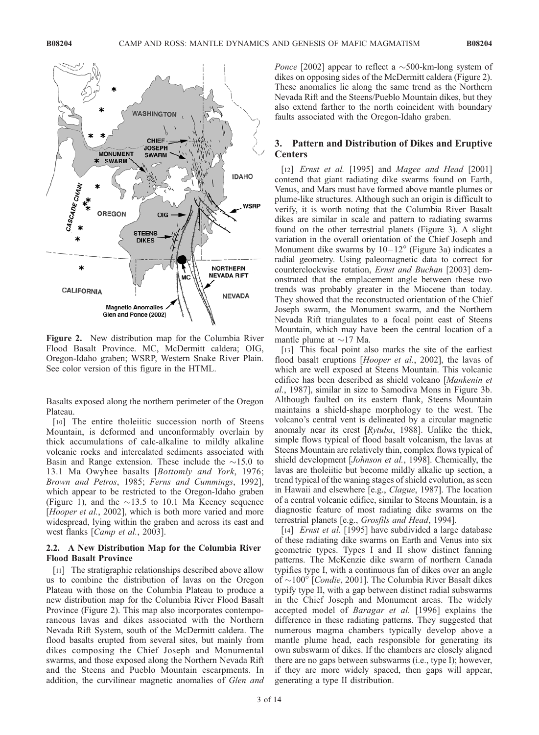**Figure 2.** New distribution map for the Columbia River Flood Basalt Province. MC, McDermitt caldera; OIG, Oregon-Idaho graben; WSRP, Western Snake River Plain. See color version of this figure in the HTML.

Basalts exposed along the northern perimeter of the Oregon Plateau.

[10] The entire tholeiitic succession north of Steens Mountain, is deformed and unconformably overlain by thick accumulations of calc-alkaline to mildly alkaline volcanic rocks and intercalated sediments associated with Basin and Range extension. These include the ~15.0 to 13.1 Ma Owyhee basalts [*Bottomly and York*, 1976; *Brown and Petros*, 1985; *Ferns and Cummings*, 1992], which appear to be restricted to the Oregon-Idaho graben (Figure 1), and the ~13.5 to 10.1 Ma Keeney sequence [*Hooper et al.*, 2002], which is both more varied and more widespread, lying within the graben and across its east and west flanks [*Camp et al.*, 2003].

### 2.2. A New Distribution Map for the Columbia River Flood Basalt Province

[11] The stratigraphic relationships described above allow us to combine the distribution of lavas on the Oregon Plateau with those on the Columbia Plateau to produce a new distribution map for the Columbia River Flood Basalt Province (Figure 2). This map also incorporates contemporaneous lavas and dikes associated with the Northern Nevada Rift System, south of the McDermitt caldera. The flood basalts erupted from several sites, but mainly from dikes composing the Chief Joseph and Monumental swarms, and those exposed along the Northern Nevada Rift and the Steens and Pueblo Mountain escarpments. In addition, the curvilinear magnetic anomalies of *Glen and Ponce* [2002] appear to reflect a ~500-km-long system of dikes on opposing sides of the McDermitt caldera (Figure 2). These anomalies lie along the same trend as the Northern Nevada Rift and the Steens/Pueblo Mountain dikes, but they also extend farther to the north coincident with boundary faults associated with the Oregon-Idaho graben.

## 3. Pattern and Distribution of Dikes and Eruptive Centers

[12] *Ernst et al.* [1995] and *Magee and Head* [2001] contend that giant radiating dike swarms found on Earth, Venus, and Mars must have formed above mantle plumes or plume-like structures. Although such an origin is difficult to verify, it is worth noting that the Columbia River Basalt dikes are similar in scale and pattern to radiating swarms found on the other terrestrial planets (Figure 3). A slight variation in the overall orientation of the Chief Joseph and Monument dike swarms by 10–12° (Figure 3a) indicates a radial geometry. Using paleomagnetic data to correct for counterclockwise rotation, *Ernst and Buchan* [2003] demonstrated that the emplacement angle between these two trends was probably greater in the Miocene than today. They showed that the reconstructed orientation of the Chief Joseph swarm, the Monument swarm, and the Northern Nevada Rift triangulates to a focal point east of Steens Mountain, which may have been the central location of a mantle plume at ~17 Ma.

[13] This focal point also marks the site of the earliest flood basalt eruptions [*Hooper et al.*, 2002], the lavas of which are well exposed at Steens Mountain. This volcanic edifice has been described as shield volcano [*Mankenin et al.*, 1987], similar in size to Samodiva Mons in Figure 3b. Although faulted on its eastern flank, Steens Mountain maintains a shield-shape morphology to the west. The volcano's central vent is delineated by a circular magnetic anomaly near its crest [*Rytuba*, 1988]. Unlike the thick, simple flows typical of flood basalt volcanism, the lavas at Steens Mountain are relatively thin, complex flows typical of shield development [*Johnson et al.*, 1998]. Chemically, the lavas are tholeiitic but become mildly alkalic up section, a trend typical of the waning stages of shield evolution, as seen in Hawaii and elsewhere [e.g., *Clague*, 1987]. The location of a central volcanic edifice, similar to Steens Mountain, is a diagnostic feature of most radiating dike swarms on the terrestrial planets [e.g., *Grosfils and Head*, 1994].

[14] *Ernst et al.* [1995] have subdivided a large database of these radiating dike swarms on Earth and Venus into six geometric types. Types I and II show distinct fanning patterns. The McKenzie dike swarm of northern Canada typifies type I, with a continuous fan of dikes over an angle of ~100° [*Condie*, 2001]. The Columbia River Basalt dikes typify type II, with a gap between distinct radial subswarms in the Chief Joseph and Monument areas. The widely accepted model of *Baragar et al.* [1996] explains the difference in these radiating patterns. They suggested that numerous magma chambers typically develop above a mantle plume head, each responsible for generating its own subswarm of dikes. If the chambers are closely aligned there are no gaps between subswarms (i.e., type I); however, if they are more widely spaced, then gaps will appear, generating a type II distribution.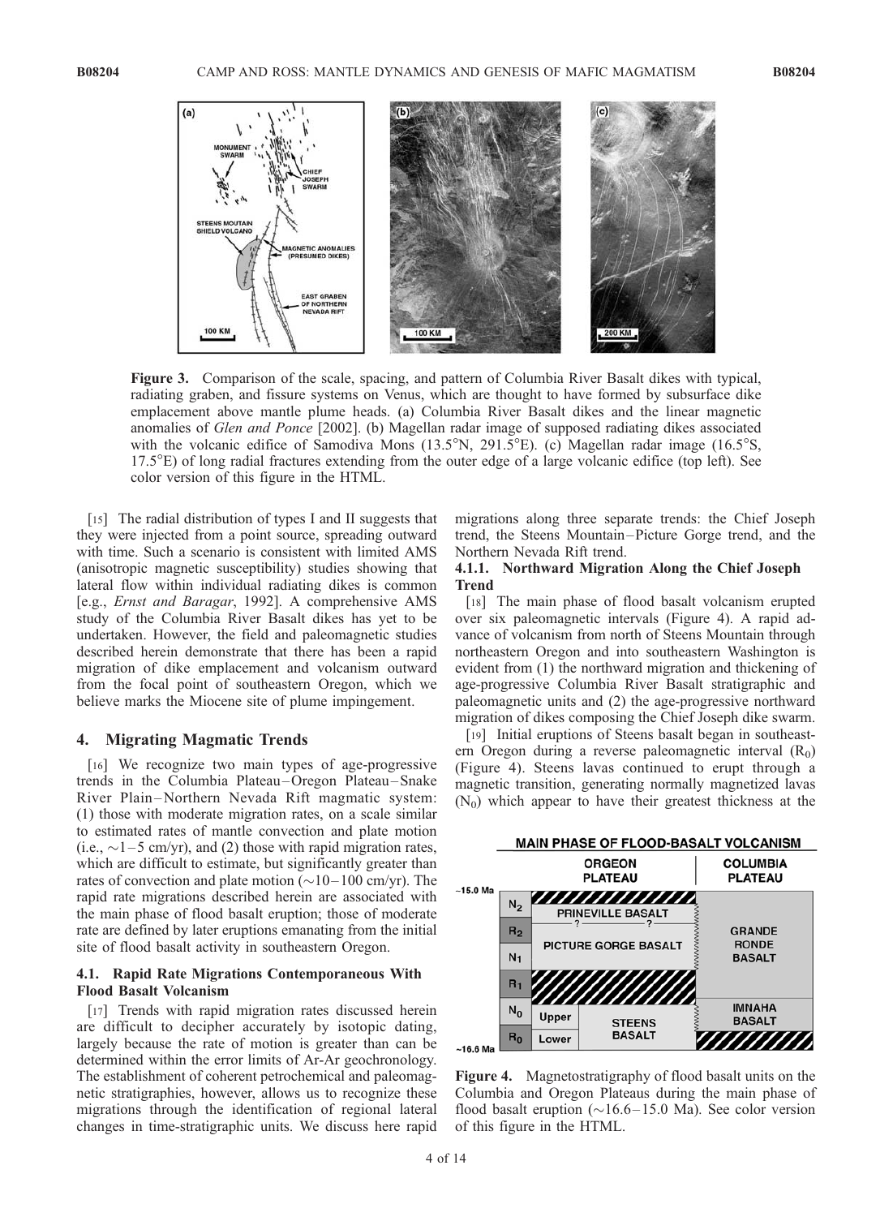**Figure 3.** Comparison of the scale, spacing, and pattern of Columbia River Basalt dikes with typical, radiating graben, and fissure systems on Venus, which are thought to have formed by subsurface dike emplacement above mantle plume heads. (a) Columbia River Basalt dikes and the linear magnetic anomalies of *Glen and Ponce* [2002]. (b) Magellan radar image of supposed radiating dikes associated with the volcanic edifice of Samodiva Mons (13.5°N, 291.5°E). (c) Magellan radar image (16.5°S, 17.5°E) of long radial fractures extending from the outer edge of a large volcanic edifice (top left). See color version of this figure in the HTML.

[15] The radial distribution of types I and II suggests that they were injected from a point source, spreading outward with time. Such a scenario is consistent with limited AMS (anisotropic magnetic susceptibility) studies showing that lateral flow within individual radiating dikes is common [e.g., *Ernst and Baragar*, 1992]. A comprehensive AMS study of the Columbia River Basalt dikes has yet to be undertaken. However, the field and paleomagnetic studies described herein demonstrate that there has been a rapid migration of dike emplacement and volcanism outward from the focal point of southeastern Oregon, which we believe marks the Miocene site of plume impingement.

## 4. Migrating Magmatic Trends

[16] We recognize two main types of age-progressive trends in the Columbia Plateau–Oregon Plateau–Snake River Plain–Northern Nevada Rift magmatic system: (1) those with moderate migration rates, on a scale similar to estimated rates of mantle convection and plate motion (i.e., ~1–5 cm/yr), and (2) those with rapid migration rates, which are difficult to estimate, but significantly greater than rates of convection and plate motion (~10–100 cm/yr). The rapid rate migrations described herein are associated with the main phase of flood basalt eruption; those of moderate rate are defined by later eruptions emanating from the initial site of flood basalt activity in southeastern Oregon.

### 4.1. Rapid Rate Migrations Contemporaneous With Flood Basalt Volcanism

[17] Trends with rapid migration rates discussed herein are difficult to decipher accurately by isotopic dating, largely because the rate of motion is greater than can be determined within the error limits of Ar-Ar geochronology. The establishment of coherent petrochemical and paleomagnetic stratigraphies, however, allows us to recognize these migrations through the identification of regional lateral changes in time-stratigraphic units. We discuss here rapid migrations along three separate trends: the Chief Joseph trend, the Steens Mountain–Picture Gorge trend, and the Northern Nevada Rift trend.

#### 4.1.1. Northward Migration Along the Chief Joseph Trend

[18] The main phase of flood basalt volcanism erupted over six paleomagnetic intervals (Figure 4). A rapid advance of volcanism from north of Steens Mountain through northeastern Oregon and into southeastern Washington is evident from (1) the northward migration and thickening of age-progressive Columbia River Basalt stratigraphic and paleomagnetic units and (2) the age-progressive northward migration of dikes composing the Chief Joseph dike swarm.

[19] Initial eruptions of Steens basalt began in southeastern Oregon during a reverse paleomagnetic interval ($R_0$) (Figure 4). Steens lavas continued to erupt through a magnetic transition, generating normally magnetized lavas ($N_0$) which appear to have their greatest thickness at the

**Figure 4.** Magnetostratigraphy of flood basalt units on the Columbia and Oregon Plateaus during the main phase of flood basalt eruption (~16.6–15.0 Ma). See color version of this figure in the HTML.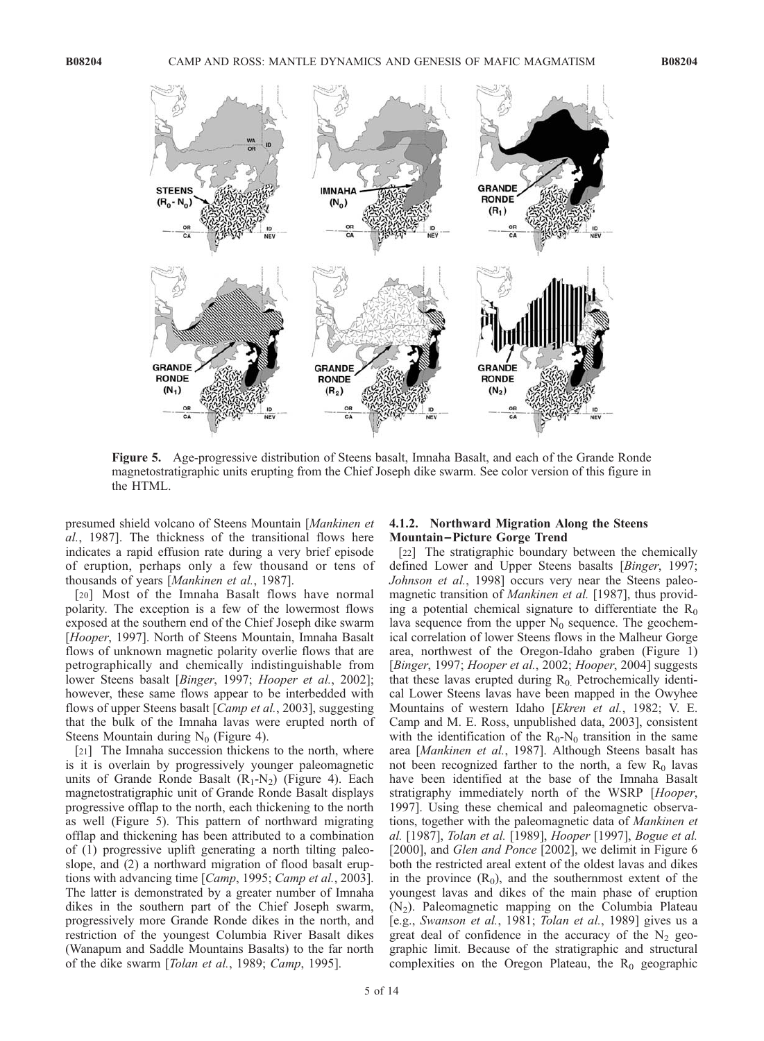**Figure 5.** Age-progressive distribution of Steens basalt, Imnaha Basalt, and each of the Grande Ronde magnetostratigraphic units erupting from the Chief Joseph dike swarm. See color version of this figure in the HTML.

presumed shield volcano of Steens Mountain [*Mankinen et al.*, 1987]. The thickness of the transitional flows here indicates a rapid effusion rate during a very brief episode of eruption, perhaps only a few thousand or tens of thousands of years [*Mankinen et al.*, 1987].

[20] Most of the Imnaha Basalt flows have normal polarity. The exception is a few of the lowermost flows exposed at the southern end of the Chief Joseph dike swarm [*Hooper*, 1997]. North of Steens Mountain, Imnaha Basalt flows of unknown magnetic polarity overlie flows that are petrographically and chemically indistinguishable from lower Steens basalt [*Binger*, 1997; *Hooper et al.*, 2002]; however, these same flows appear to be interbedded with flows of upper Steens basalt [*Camp et al.*, 2003], suggesting that the bulk of the Imnaha lavas were erupted north of Steens Mountain during $N_0$ (Figure 4).

[21] The Imnaha succession thickens to the north, where is it is overlain by progressively younger paleomagnetic units of Grande Ronde Basalt ($R_1$-$N_2$) (Figure 4). Each magnetostratigraphic unit of Grande Ronde Basalt displays progressive offlap to the north, each thickening to the north as well (Figure 5). This pattern of northward migrating offlap and thickening has been attributed to a combination of (1) progressive uplift generating a north tilting paleoslope, and (2) a northward migration of flood basalt eruptions with advancing time [*Camp*, 1995; *Camp et al.*, 2003]. The latter is demonstrated by a greater number of Imnaha dikes in the southern part of the Chief Joseph swarm, progressively more Grande Ronde dikes in the north, and restriction of the youngest Columbia River Basalt dikes (Wanapum and Saddle Mountains Basalts) to the far north of the dike swarm [*Tolan et al.*, 1989; *Camp*, 1995].

#### 4.1.2. Northward Migration Along the Steens Mountain–Picture Gorge Trend

[22] The stratigraphic boundary between the chemically defined Lower and Upper Steens basalts [*Binger*, 1997; *Johnson et al.*, 1998] occurs very near the Steens paleomagnetic transition of *Mankinen et al.* [1987], thus providing a potential chemical signature to differentiate the $R_0$ lava sequence from the upper $N_0$ sequence. The geochemical correlation of lower Steens flows in the Malheur Gorge area, northwest of the Oregon-Idaho graben (Figure 1) [*Binger*, 1997; *Hooper et al.*, 2002; *Hooper*, 2004] suggests that these lavas erupted during $R_0$. Petrochemically identical Lower Steens lavas have been mapped in the Owyhee Mountains of western Idaho [*Ekren et al.*, 1982; V. E. Camp and M. E. Ross, unpublished data, 2003], consistent with the identification of the $R_0$-$N_0$ transition in the same area [*Mankinen et al.*, 1987]. Although Steens basalt has not been recognized farther to the north, a few $R_0$ lavas have been identified at the base of the Imnaha Basalt stratigraphy immediately north of the WSRP [*Hooper*, 1997]. Using these chemical and paleomagnetic observations, together with the paleomagnetic data of *Mankinen et al.* [1987], *Tolan et al.* [1989], *Hooper* [1997], *Bogue et al.* [2000], and *Glen and Ponce* [2002], we delimit in Figure 6 both the restricted areal extent of the oldest lavas and dikes in the province ($R_0$), and the southernmost extent of the youngest lavas and dikes of the main phase of eruption ($N_2$). Paleomagnetic mapping on the Columbia Plateau [e.g., *Swanson et al.*, 1981; *Tolan et al.*, 1989] gives us a great deal of confidence in the accuracy of the $N_2$ geographic limit. Because of the stratigraphic and structural complexities on the Oregon Plateau, the $R_0$ geographic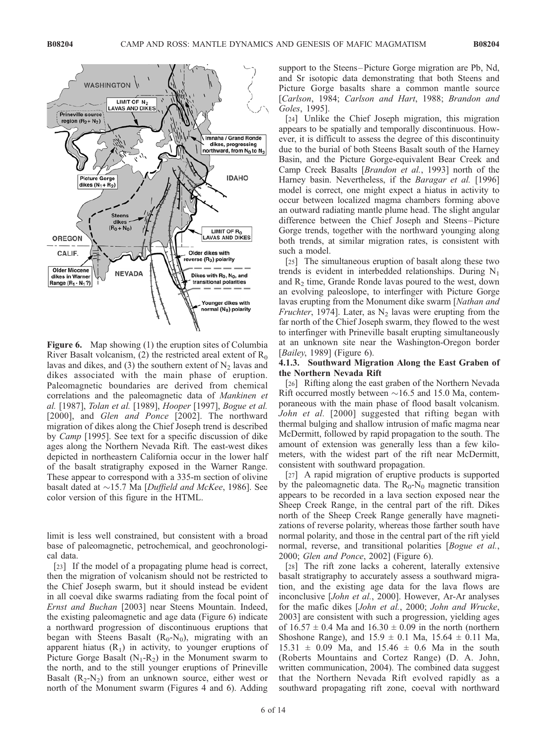**Figure 6.** Map showing (1) the eruption sites of Columbia River Basalt volcanism, (2) the restricted areal extent of $R_0$ lavas and dikes, and (3) the southern extent of $N_2$ lavas and dikes associated with the main phase of eruption. Paleomagnetic boundaries are derived from chemical correlations and the paleomagnetic data of *Mankinen et al.* [1987], *Tolan et al.* [1989], *Hooper* [1997], *Bogue et al.* [2000], and *Glen and Ponce* [2002]. The northward migration of dikes along the Chief Joseph trend is described by *Camp* [1995]. See text for a specific discussion of dike ages along the Northern Nevada Rift. The east-west dikes depicted in northeastern California occur in the lower half of the basalt stratigraphy exposed in the Warner Range. These appear to correspond with a 335-m section of olivine basalt dated at ~15.7 Ma [*Duffield and McKee*, 1986]. See color version of this figure in the HTML.

limit is less well constrained, but consistent with a broad base of paleomagnetic, petrochemical, and geochronological data.

[23] If the model of a propagating plume head is correct, then the migration of volcanism should not be restricted to the Chief Joseph swarm, but it should instead be evident in all coeval dike swarms radiating from the focal point of *Ernst and Buchan* [2003] near Steens Mountain. Indeed, the existing paleomagnetic and age data (Figure 6) indicate a northward progression of discontinuous eruptions that began with Steens Basalt ($R_0$-$N_0$), migrating with an apparent hiatus ($R_1$) in activity, to younger eruptions of Picture Gorge Basalt ($N_1$-$R_2$) in the Monument swarm to the north, and to the still younger eruptions of Prineville Basalt ($R_2$-$N_2$) from an unknown source, either west or north of the Monument swarm (Figures 4 and 6). Adding support to the Steens–Picture Gorge migration are Pb, Nd, and Sr isotopic data demonstrating that both Steens and Picture Gorge basalts share a common mantle source [*Carlson*, 1984; *Carlson and Hart*, 1988; *Brandon and Goles*, 1995].

[24] Unlike the Chief Joseph migration, this migration appears to be spatially and temporally discontinuous. However, it is difficult to assess the degree of this discontinuity due to the burial of both Steens Basalt south of the Harney Basin, and the Picture Gorge-equivalent Bear Creek and Camp Creek Basalts [*Brandon et al.*, 1993] north of the Harney basin. Nevertheless, if the *Baragar et al.* [1996] model is correct, one might expect a hiatus in activity to occur between localized magma chambers forming above an outward radiating mantle plume head. The slight angular difference between the Chief Joseph and Steens–Picture Gorge trends, together with the northward younging along both trends, at similar migration rates, is consistent with such a model.

[25] The simultaneous eruption of basalt along these two trends is evident in interbedded relationships. During $N_1$ and $R_2$ time, Grande Ronde lavas poured to the west, down an evolving paleoslope, to interfinger with Picture Gorge lavas erupting from the Monument dike swarm [*Nathan and Fruchter*, 1974]. Later, as $N_2$ lavas were erupting from the far north of the Chief Joseph swarm, they flowed to the west to interfinger with Prineville basalt erupting simultaneously at an unknown site near the Washington-Oregon border [*Bailey*, 1989] (Figure 6).

#### 4.1.3. Southward Migration Along the East Graben of the Northern Nevada Rift

[26] Rifting along the east graben of the Northern Nevada Rift occurred mostly between ~16.5 and 15.0 Ma, contemporaneous with the main phase of flood basalt volcanism. *John et al.* [2000] suggested that rifting began with thermal bulging and shallow intrusion of mafic magma near McDermitt, followed by rapid propagation to the south. The amount of extension was generally less than a few kilometers, with the widest part of the rift near McDermitt, consistent with southward propagation.

[27] A rapid migration of eruptive products is supported by the paleomagnetic data. The $R_0$-$N_0$ magnetic transition appears to be recorded in a lava section exposed near the Sheep Creek Range, in the central part of the rift. Dikes north of the Sheep Creek Range generally have magnetizations of reverse polarity, whereas those farther south have normal polarity, and those in the central part of the rift yield normal, reverse, and transitional polarities [*Bogue et al.*, 2000; *Glen and Ponce*, 2002] (Figure 6).

[28] The rift zone lacks a coherent, laterally extensive basalt stratigraphy to accurately assess a southward migration, and the existing age data for the lava flows are inconclusive [*John et al.*, 2000]. However, Ar-Ar analyses for the mafic dikes [*John et al.*, 2000; *John and Wrucke*, 2003] are consistent with such a progression, yielding ages of $16.57 \pm 0.4$ Ma and $16.30 \pm 0.09$ in the north (northern Shoshone Range), and $15.9 \pm 0.1$ Ma, $15.64 \pm 0.11$ Ma, $15.31 \pm 0.09$ Ma, and $15.46 \pm 0.6$ Ma in the south (Roberts Mountains and Cortez Range) (D. A. John, written communication, 2004). The combined data suggest that the Northern Nevada Rift evolved rapidly as a southward propagating rift zone, coeval with northward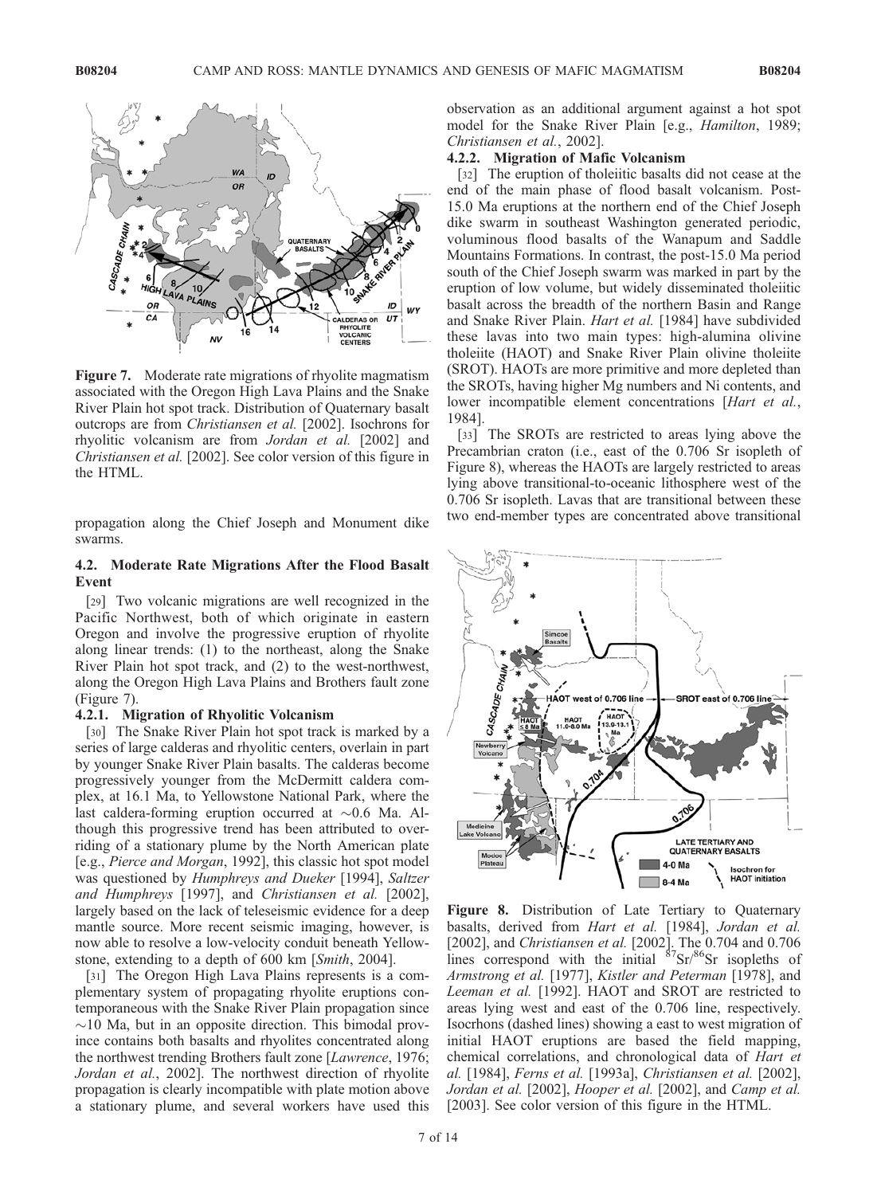Figure 7. Moderate rate migrations of rhyolite magmatism associated with the Oregon High Lava Plains and the Snake River Plain hot spot track. Distribution of Quaternary basalt outcrops are from *Christiansen et al.* [2002]. Isochrons for rhyolitic volcanism are from *Jordan et al.* [2002] and *Christiansen et al.* [2002]. See color version of this figure in the HTML.

propagation along the Chief Joseph and Monument dike swarms.

## 4.2. Moderate Rate Migrations After the Flood Basalt Event

[29] Two volcanic migrations are well recognized in the Pacific Northwest, both of which originate in eastern Oregon and involve the progressive eruption of rhyolite along linear trends: (1) to the northeast, along the Snake River Plain hot spot track, and (2) to the west-northwest, along the Oregon High Lava Plains and Brothers fault zone (Figure 7).

### 4.2.1. Migration of Rhyolitic Volcanism

[30] The Snake River Plain hot spot track is marked by a series of large calderas and rhyolitic centers, overlain in part by younger Snake River Plain basalts. The calderas become progressively younger from the McDermitt caldera complex, at 16.1 Ma, to Yellowstone National Park, where the last caldera-forming eruption occurred at ~0.6 Ma. Although this progressive trend has been attributed to overriding of a stationary plume by the North American plate [e.g., *Pierce and Morgan*, 1992], this classic hot spot model was questioned by *Humphreys and Dueker* [1994], *Saltzer and Humphreys* [1997], and *Christiansen et al.* [2002], largely based on the lack of teleseismic evidence for a deep mantle source. More recent seismic imaging, however, is now able to resolve a low-velocity conduit beneath Yellowstone, extending to a depth of 600 km [*Smith*, 2004].

[31] The Oregon High Lava Plains represents is a complementary system of propagating rhyolite eruptions contemporaneous with the Snake River Plain propagation since ~10 Ma, but in an opposite direction. This bimodal province contains both basalts and rhyolites concentrated along the northwest trending Brothers fault zone [*Lawrence*, 1976; *Jordan et al.*, 2002]. The northwest direction of rhyolite propagation is clearly incompatible with plate motion above a stationary plume, and several workers have used this observation as an additional argument against a hot spot model for the Snake River Plain [e.g., *Hamilton*, 1989; *Christiansen et al.*, 2002].

### 4.2.2. Migration of Mafic Volcanism

[32] The eruption of tholeiitic basalts did not cease at the end of the main phase of flood basalt volcanism. Post-15.0 Ma eruptions at the northern end of the Chief Joseph dike swarm in southeast Washington generated periodic, voluminous flood basalts of the Wanapum and Saddle Mountains Formations. In contrast, the post-15.0 Ma period south of the Chief Joseph swarm was marked in part by the eruption of low volume, but widely disseminated tholeiitic basalt across the breadth of the northern Basin and Range and Snake River Plain. *Hart et al.* [1984] have subdivided these lavas into two main types: high-alumina olivine tholeiite (HAOT) and Snake River Plain olivine tholeiite (SROT). HAOTs are more primitive and more depleted than the SROTs, having higher Mg numbers and Ni contents, and lower incompatible element concentrations [*Hart et al.*, 1984].

[33] The SROTs are restricted to areas lying above the Precambrian craton (i.e., east of the 0.706 Sr isopleth of Figure 8), whereas the HAOTs are largely restricted to areas lying above transitional-to-oceanic lithosphere west of the 0.706 Sr isopleth. Lavas that are transitional between these two end-member types are concentrated above transitional

Figure 8. Distribution of Late Tertiary to Quaternary basalts, derived from *Hart et al.* [1984], *Jordan et al.* [2002], and *Christiansen et al.* [2002]. The 0.704 and 0.706 lines correspond with the initial $^{87}Sr/^{86}Sr$ isopleths of *Armstrong et al.* [1977], *Kistler and Peterman* [1978], and *Leeman et al.* [1992]. HAOT and SROT are restricted to areas lying west and east of the 0.706 line, respectively. Isocrhons (dashed lines) showing a east to west migration of initial HAOT eruptions are based the field mapping, chemical correlations, and chronological data of *Hart et al.* [1984], *Ferns et al.* [1993a], *Christiansen et al.* [2002], *Jordan et al.* [2002], *Hooper et al.* [2002], and *Camp et al.* [2003]. See color version of this figure in the HTML.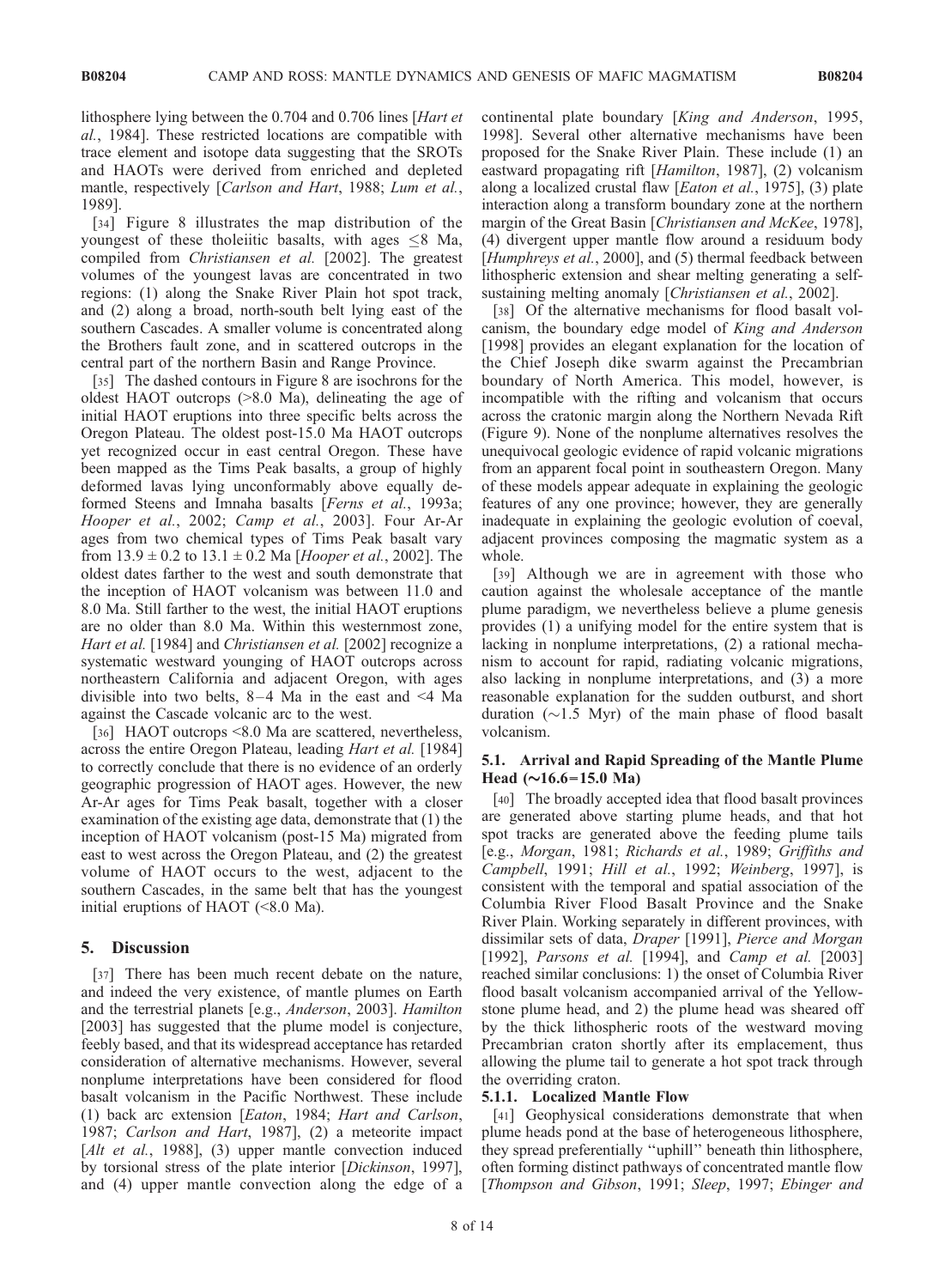lithosphere lying between the 0.704 and 0.706 lines [*Hart et al.*, 1984]. These restricted locations are compatible with trace element and isotope data suggesting that the SROTs and HAOTs were derived from enriched and depleted mantle, respectively [*Carlson and Hart*, 1988; *Lum et al.*, 1989].

[34] Figure 8 illustrates the map distribution of the youngest of these tholeiitic basalts, with ages $\leq$8 Ma, compiled from *Christiansen et al.* [2002]. The greatest volumes of the youngest lavas are concentrated in two regions: (1) along the Snake River Plain hot spot track, and (2) along a broad, north-south belt lying east of the southern Cascades. A smaller volume is concentrated along the Brothers fault zone, and in scattered outcrops in the central part of the northern Basin and Range Province.

[35] The dashed contours in Figure 8 are isochrons for the oldest HAOT outcrops (>8.0 Ma), delineating the age of initial HAOT eruptions into three specific belts across the Oregon Plateau. The oldest post-15.0 Ma HAOT outcrops yet recognized occur in east central Oregon. These have been mapped as the Tims Peak basalts, a group of highly deformed lavas lying unconformably above equally deformed Steens and Imnaha basalts [*Ferns et al.*, 1993a; *Hooper et al.*, 2002; *Camp et al.*, 2003]. Four Ar-Ar ages from two chemical types of Tims Peak basalt vary from $13.9 \pm 0.2$ to $13.1 \pm 0.2$ Ma [*Hooper et al.*, 2002]. The oldest dates farther to the west and south demonstrate that the inception of HAOT volcanism was between 11.0 and 8.0 Ma. Still farther to the west, the initial HAOT eruptions are no older than 8.0 Ma. Within this westernmost zone, *Hart et al.* [1984] and *Christiansen et al.* [2002] recognize a systematic westward younging of HAOT outcrops across northeastern California and adjacent Oregon, with ages divisible into two belts, 8–4 Ma in the east and <4 Ma against the Cascade volcanic arc to the west.

[36] HAOT outcrops <8.0 Ma are scattered, nevertheless, across the entire Oregon Plateau, leading *Hart et al.* [1984] to correctly conclude that there is no evidence of an orderly geographic progression of HAOT ages. However, the new Ar-Ar ages for Tims Peak basalt, together with a closer examination of the existing age data, demonstrate that (1) the inception of HAOT volcanism (post-15 Ma) migrated from east to west across the Oregon Plateau, and (2) the greatest volume of HAOT occurs to the west, adjacent to the southern Cascades, in the same belt that has the youngest initial eruptions of HAOT (<8.0 Ma).

## 5. Discussion

[37] There has been much recent debate on the nature, and indeed the very existence, of mantle plumes on Earth and the terrestrial planets [e.g., *Anderson*, 2003]. *Hamilton* [2003] has suggested that the plume model is conjecture, feebly based, and that its widespread acceptance has retarded consideration of alternative mechanisms. However, several nonplume interpretations have been considered for flood basalt volcanism in the Pacific Northwest. These include (1) back arc extension [*Eaton*, 1984; *Hart and Carlson*, 1987; *Carlson and Hart*, 1987], (2) a meteorite impact [*Alt et al.*, 1988], (3) upper mantle convection induced by torsional stress of the plate interior [*Dickinson*, 1997], and (4) upper mantle convection along the edge of a continental plate boundary [*King and Anderson*, 1995, 1998]. Several other alternative mechanisms have been proposed for the Snake River Plain. These include (1) an eastward propagating rift [*Hamilton*, 1987], (2) volcanism along a localized crustal flaw [*Eaton et al.*, 1975], (3) plate interaction along a transform boundary zone at the northern margin of the Great Basin [*Christiansen and McKee*, 1978], (4) divergent upper mantle flow around a residuum body [*Humphreys et al.*, 2000], and (5) thermal feedback between lithospheric extension and shear melting generating a self-sustaining melting anomaly [*Christiansen et al.*, 2002].

[38] Of the alternative mechanisms for flood basalt volcanism, the boundary edge model of *King and Anderson* [1998] provides an elegant explanation for the location of the Chief Joseph dike swarm against the Precambrian boundary of North America. This model, however, is incompatible with the rifting and volcanism that occurs across the cratonic margin along the Northern Nevada Rift (Figure 9). None of the nonplume alternatives resolves the unequivocal geologic evidence of rapid volcanic migrations from an apparent focal point in southeastern Oregon. Many of these models appear adequate in explaining the geologic features of any one province; however, they are generally inadequate in explaining the geologic evolution of coeval, adjacent provinces composing the magmatic system as a whole.

[39] Although we are in agreement with those who caution against the wholesale acceptance of the mantle plume paradigm, we nevertheless believe a plume genesis provides (1) a unifying model for the entire system that is lacking in nonplume interpretations, (2) a rational mechanism to account for rapid, radiating volcanic migrations, also lacking in nonplume interpretations, and (3) a more reasonable explanation for the sudden outburst, and short duration ($\sim$1.5 Myr) of the main phase of flood basalt volcanism.

### 5.1. Arrival and Rapid Spreading of the Mantle Plume Head (∼16.6–15.0 Ma)

[40] The broadly accepted idea that flood basalt provinces are generated above starting plume heads, and that hot spot tracks are generated above the feeding plume tails [e.g., *Morgan*, 1981; *Richards et al.*, 1989; *Griffiths and Campbell*, 1991; *Hill et al.*, 1992; *Weinberg*, 1997], is consistent with the temporal and spatial association of the Columbia River Flood Basalt Province and the Snake River Plain. Working separately in different provinces, with dissimilar sets of data, *Draper* [1991], *Pierce and Morgan* [1992], *Parsons et al.* [1994], and *Camp et al.* [2003] reached similar conclusions: 1) the onset of Columbia River flood basalt volcanism accompanied arrival of the Yellowstone plume head, and 2) the plume head was sheared off by the thick lithospheric roots of the westward moving Precambrian craton shortly after its emplacement, thus allowing the plume tail to generate a hot spot track through the overriding craton.

#### 5.1.1. Localized Mantle Flow

[41] Geophysical considerations demonstrate that when plume heads pond at the base of heterogeneous lithosphere, they spread preferentially "uphill" beneath thin lithosphere, often forming distinct pathways of concentrated mantle flow [*Thompson and Gibson*, 1991; *Sleep*, 1997; *Ebinger and*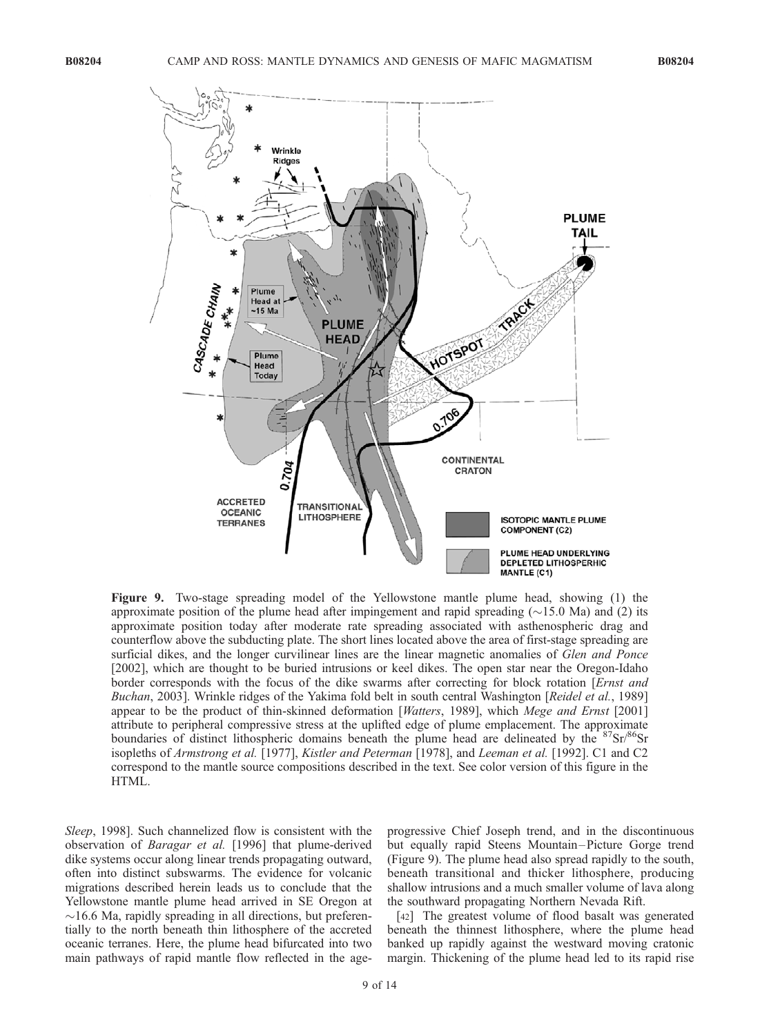**Figure 9.** Two-stage spreading model of the Yellowstone mantle plume head, showing (1) the approximate position of the plume head after impingement and rapid spreading (~15.0 Ma) and (2) its approximate position today after moderate rate spreading associated with asthenospheric drag and counterflow above the subducting plate. The short lines located above the area of first-stage spreading are surficial dikes, and the longer curvilinear lines are the linear magnetic anomalies of *Glen and Ponce* [2002], which are thought to be buried intrusions or keel dikes. The open star near the Oregon-Idaho border corresponds with the focus of the dike swarms after correcting for block rotation [*Ernst and Buchan*, 2003]. Wrinkle ridges of the Yakima fold belt in south central Washington [*Reidel et al.*, 1989] appear to be the product of thin-skinned deformation [*Watters*, 1989], which *Mege and Ernst* [2001] attribute to peripheral compressive stress at the uplifted edge of plume emplacement. The approximate boundaries of distinct lithospheric domains beneath the plume head are delineated by the $^{87}Sr/^{86}Sr$ isopleths of *Armstrong et al.* [1977], *Kistler and Peterman* [1978], and *Leeman et al.* [1992]. C1 and C2 correspond to the mantle source compositions described in the text. See color version of this figure in the HTML.

*Sleep*, 1998]. Such channelized flow is consistent with the observation of *Baragar et al.* [1996] that plume-derived dike systems occur along linear trends propagating outward, often into distinct subswarms. The evidence for volcanic migrations described herein leads us to conclude that the Yellowstone mantle plume head arrived in SE Oregon at ~16.6 Ma, rapidly spreading in all directions, but preferentially to the north beneath thin lithosphere of the accreted oceanic terranes. Here, the plume head bifurcated into two main pathways of rapid mantle flow reflected in the age-progressive Chief Joseph trend, and in the discontinuous but equally rapid Steens Mountain–Picture Gorge trend (Figure 9). The plume head also spread rapidly to the south, beneath transitional and thicker lithosphere, producing shallow intrusions and a much smaller volume of lava along the southward propagating Northern Nevada Rift.

[42] The greatest volume of flood basalt was generated beneath the thinnest lithosphere, where the plume head banked up rapidly against the westward moving cratonic margin. Thickening of the plume head led to its rapid rise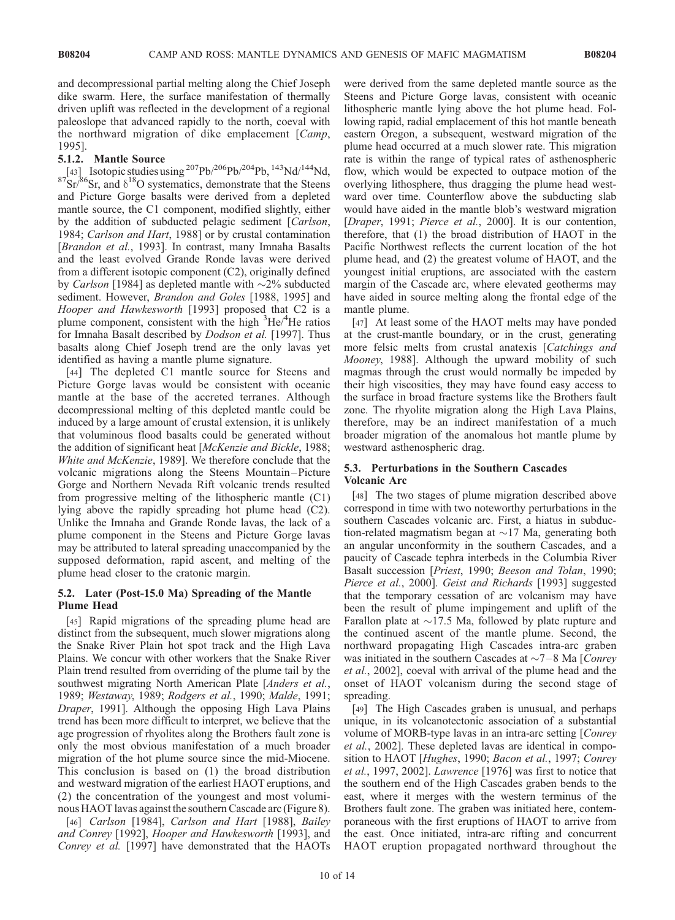and decompressional partial melting along the Chief Joseph dike swarm. Here, the surface manifestation of thermally driven uplift was reflected in the development of a regional paleoslope that advanced rapidly to the north, coeval with the northward migration of dike emplacement [*Camp*, 1995].

#### 5.1.2. Mantle Source

[43] Isotopic studies using $^{207}Pb/^{206}Pb/^{204}Pb$, $^{143}Nd/^{144}Nd$, $^{87}Sr/^{86}Sr$, and $\delta^{18}O$ systematics, demonstrate that the Steens and Picture Gorge basalts were derived from a depleted mantle source, the C1 component, modified slightly, either by the addition of subducted pelagic sediment [*Carlson*, 1984; *Carlson and Hart*, 1988] or by crustal contamination [*Brandon et al.*, 1993]. In contrast, many Imnaha Basalts and the least evolved Grande Ronde lavas were derived from a different isotopic component (C2), originally defined by *Carlson* [1984] as depleted mantle with ~2% subducted sediment. However, *Brandon and Goles* [1988, 1995] and *Hooper and Hawkesworth* [1993] proposed that C2 is a plume component, consistent with the high $^{3}He/^{4}He$ ratios for Imnaha Basalt described by *Dodson et al.* [1997]. Thus basalts along Chief Joseph trend are the only lavas yet identified as having a mantle plume signature.

[44] The depleted C1 mantle source for Steens and Picture Gorge lavas would be consistent with oceanic mantle at the base of the accreted terranes. Although decompressional melting of this depleted mantle could be induced by a large amount of crustal extension, it is unlikely that voluminous flood basalts could be generated without the addition of significant heat [*McKenzie and Bickle*, 1988; *White and McKenzie*, 1989]. We therefore conclude that the volcanic migrations along the Steens Mountain–Picture Gorge and Northern Nevada Rift volcanic trends resulted from progressive melting of the lithospheric mantle (C1) lying above the rapidly spreading hot plume head (C2). Unlike the Imnaha and Grande Ronde lavas, the lack of a plume component in the Steens and Picture Gorge lavas may be attributed to lateral spreading unaccompanied by the supposed deformation, rapid ascent, and melting of the plume head closer to the cratonic margin.

### 5.2. Later (Post-15.0 Ma) Spreading of the Mantle Plume Head

[45] Rapid migrations of the spreading plume head are distinct from the subsequent, much slower migrations along the Snake River Plain hot spot track and the High Lava Plains. We concur with other workers that the Snake River Plain trend resulted from overriding of the plume tail by the southwest migrating North American Plate [*Anders et al.*, 1989; *Westaway*, 1989; *Rodgers et al.*, 1990; *Malde*, 1991; *Draper*, 1991]. Although the opposing High Lava Plains trend has been more difficult to interpret, we believe that the age progression of rhyolites along the Brothers fault zone is only the most obvious manifestation of a much broader migration of the hot plume source since the mid-Miocene. This conclusion is based on (1) the broad distribution and westward migration of the earliest HAOT eruptions, and (2) the concentration of the youngest and most voluminous HAOT lavas against the southern Cascade arc (Figure 8).

[46] *Carlson* [1984], *Carlson and Hart* [1988], *Bailey and Conrey* [1992], *Hooper and Hawkesworth* [1993], and *Conrey et al.* [1997] have demonstrated that the HAOTs were derived from the same depleted mantle source as the Steens and Picture Gorge lavas, consistent with oceanic lithospheric mantle lying above the hot plume head. Following rapid, radial emplacement of this hot mantle beneath eastern Oregon, a subsequent, westward migration of the plume head occurred at a much slower rate. This migration rate is within the range of typical rates of asthenospheric flow, which would be expected to outpace motion of the overlying lithosphere, thus dragging the plume head westward over time. Counterflow above the subducting slab would have aided in the mantle blob's westward migration [*Draper*, 1991; *Pierce et al.*, 2000]. It is our contention, therefore, that (1) the broad distribution of HAOT in the Pacific Northwest reflects the current location of the hot plume head, and (2) the greatest volume of HAOT, and the youngest initial eruptions, are associated with the eastern margin of the Cascade arc, where elevated geotherms may have aided in source melting along the frontal edge of the mantle plume.

[47] At least some of the HAOT melts may have ponded at the crust-mantle boundary, or in the crust, generating more felsic melts from crustal anatexis [*Catchings and Mooney*, 1988]. Although the upward mobility of such magmas through the crust would normally be impeded by their high viscosities, they may have found easy access to the surface in broad fracture systems like the Brothers fault zone. The rhyolite migration along the High Lava Plains, therefore, may be an indirect manifestation of a much broader migration of the anomalous hot mantle plume by westward asthenospheric drag.

### 5.3. Perturbations in the Southern Cascades Volcanic Arc

[48] The two stages of plume migration described above correspond in time with two noteworthy perturbations in the southern Cascades volcanic arc. First, a hiatus in subduction-related magmatism began at ~17 Ma, generating both an angular unconformity in the southern Cascades, and a paucity of Cascade tephra interbeds in the Columbia River Basalt succession [*Priest*, 1990; *Beeson and Tolan*, 1990; *Pierce et al.*, 2000]. *Geist and Richards* [1993] suggested that the temporary cessation of arc volcanism may have been the result of plume impingement and uplift of the Farallon plate at ~17.5 Ma, followed by plate rupture and the continued ascent of the mantle plume. Second, the northward propagating High Cascades intra-arc graben was initiated in the southern Cascades at ~7–8 Ma [*Conrey et al.*, 2002], coeval with arrival of the plume head and the onset of HAOT volcanism during the second stage of spreading.

[49] The High Cascades graben is unusual, and perhaps unique, in its volcanotectonic association of a substantial volume of MORB-type lavas in an intra-arc setting [*Conrey et al.*, 2002]. These depleted lavas are identical in composition to HAOT [*Hughes*, 1990; *Bacon et al.*, 1997; *Conrey et al.*, 1997, 2002]. *Lawrence* [1976] was first to notice that the southern end of the High Cascades graben bends to the east, where it merges with the western terminus of the Brothers fault zone. The graben was initiated here, contemporaneous with the first eruptions of HAOT to arrive from the east. Once initiated, intra-arc rifting and concurrent HAOT eruption propagated northward throughout the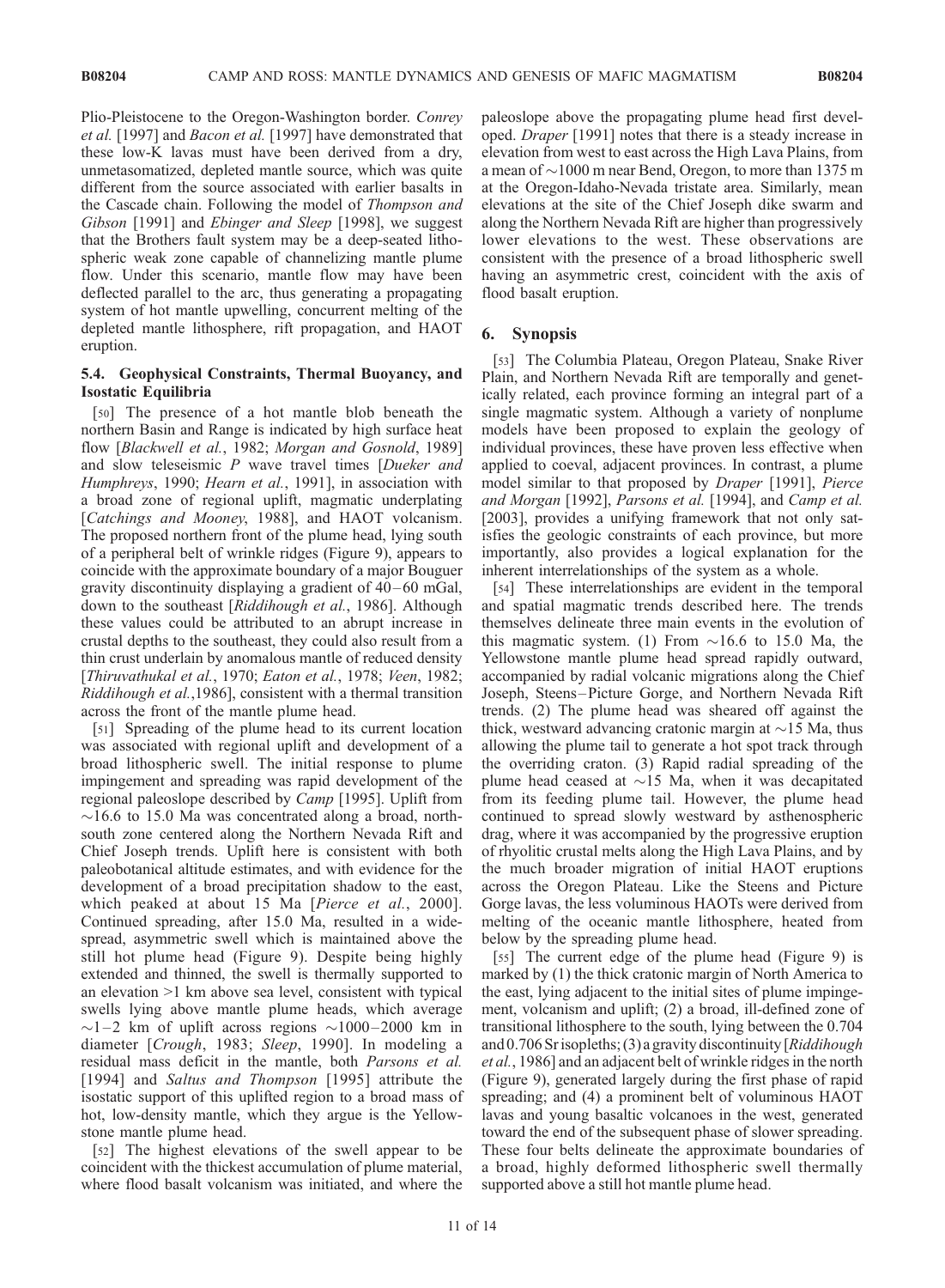Plio-Pleistocene to the Oregon-Washington border. *Conrey et al.* [1997] and *Bacon et al.* [1997] have demonstrated that these low-K lavas must have been derived from a dry, unmetasomatized, depleted mantle source, which was quite different from the source associated with earlier basalts in the Cascade chain. Following the model of *Thompson and Gibson* [1991] and *Ebinger and Sleep* [1998], we suggest that the Brothers fault system may be a deep-seated lithospheric weak zone capable of channelizing mantle plume flow. Under this scenario, mantle flow may have been deflected parallel to the arc, thus generating a propagating system of hot mantle upwelling, concurrent melting of the depleted mantle lithosphere, rift propagation, and HAOT eruption.

### 5.4. Geophysical Constraints, Thermal Buoyancy, and Isostatic Equilibria

[50] The presence of a hot mantle blob beneath the northern Basin and Range is indicated by high surface heat flow [*Blackwell et al.*, 1982; *Morgan and Gosnold*, 1989] and slow teleseismic P wave travel times [*Dueker and Humphreys*, 1990; *Hearn et al.*, 1991], in association with a broad zone of regional uplift, magmatic underplating [*Catchings and Mooney*, 1988], and HAOT volcanism. The proposed northern front of the plume head, lying south of a peripheral belt of wrinkle ridges (Figure 9), appears to coincide with the approximate boundary of a major Bouguer gravity discontinuity displaying a gradient of 40–60 mGal, down to the southeast [*Riddihough et al.*, 1986]. Although these values could be attributed to an abrupt increase in crustal depths to the southeast, they could also result from a thin crust underlain by anomalous mantle of reduced density [*Thiruvathukal et al.*, 1970; *Eaton et al.*, 1978; *Veen*, 1982; *Riddihough et al.*,1986], consistent with a thermal transition across the front of the mantle plume head.

[51] Spreading of the plume head to its current location was associated with regional uplift and development of a broad lithospheric swell. The initial response to plume impingement and spreading was rapid development of the regional paleoslope described by *Camp* [1995]. Uplift from ~16.6 to 15.0 Ma was concentrated along a broad, north-south zone centered along the Northern Nevada Rift and Chief Joseph trends. Uplift here is consistent with both paleobotanical altitude estimates, and with evidence for the development of a broad precipitation shadow to the east, which peaked at about 15 Ma [*Pierce et al.*, 2000]. Continued spreading, after 15.0 Ma, resulted in a widespread, asymmetric swell which is maintained above the still hot plume head (Figure 9). Despite being highly extended and thinned, the swell is thermally supported to an elevation >1 km above sea level, consistent with typical swells lying above mantle plume heads, which average ~1–2 km of uplift across regions ~1000–2000 km in diameter [*Crough*, 1983; *Sleep*, 1990]. In modeling a residual mass deficit in the mantle, both *Parsons et al.* [1994] and *Saltus and Thompson* [1995] attribute the isostatic support of this uplifted region to a broad mass of hot, low-density mantle, which they argue is the Yellowstone mantle plume head.

[52] The highest elevations of the swell appear to be coincident with the thickest accumulation of plume material, where flood basalt volcanism was initiated, and where the paleoslope above the propagating plume head first developed. *Draper* [1991] notes that there is a steady increase in elevation from west to east across the High Lava Plains, from a mean of ~1000 m near Bend, Oregon, to more than 1375 m at the Oregon-Idaho-Nevada tristate area. Similarly, mean elevations at the site of the Chief Joseph dike swarm and along the Northern Nevada Rift are higher than progressively lower elevations to the west. These observations are consistent with the presence of a broad lithospheric swell having an asymmetric crest, coincident with the axis of flood basalt eruption.

## 6. Synopsis

[53] The Columbia Plateau, Oregon Plateau, Snake River Plain, and Northern Nevada Rift are temporally and genetically related, each province forming an integral part of a single magmatic system. Although a variety of nonplume models have been proposed to explain the geology of individual provinces, these have proven less effective when applied to coeval, adjacent provinces. In contrast, a plume model similar to that proposed by *Draper* [1991], *Pierce and Morgan* [1992], *Parsons et al.* [1994], and *Camp et al.* [2003], provides a unifying framework that not only satisfies the geologic constraints of each province, but more importantly, also provides a logical explanation for the inherent interrelationships of the system as a whole.

[54] These interrelationships are evident in the temporal and spatial magmatic trends described here. The trends themselves delineate three main events in the evolution of this magmatic system. (1) From ~16.6 to 15.0 Ma, the Yellowstone mantle plume head spread rapidly outward, accompanied by radial volcanic migrations along the Chief Joseph, Steens–Picture Gorge, and Northern Nevada Rift trends. (2) The plume head was sheared off against the thick, westward advancing cratonic margin at ~15 Ma, thus allowing the plume tail to generate a hot spot track through the overriding craton. (3) Rapid radial spreading of the plume head ceased at ~15 Ma, when it was decapitated from its feeding plume tail. However, the plume head continued to spread slowly westward by asthenospheric drag, where it was accompanied by the progressive eruption of rhyolitic crustal melts along the High Lava Plains, and by the much broader migration of initial HAOT eruptions across the Oregon Plateau. Like the Steens and Picture Gorge lavas, the less voluminous HAOTs were derived from melting of the oceanic mantle lithosphere, heated from below by the spreading plume head.

[55] The current edge of the plume head (Figure 9) is marked by (1) the thick cratonic margin of North America to the east, lying adjacent to the initial sites of plume impingement, volcanism and uplift; (2) a broad, ill-defined zone of transitional lithosphere to the south, lying between the 0.704 and 0.706 Sr isopleths; (3) a gravity discontinuity [*Riddihough et al.*, 1986] and an adjacent belt of wrinkle ridges in the north (Figure 9), generated largely during the first phase of rapid spreading; and (4) a prominent belt of voluminous HAOT lavas and young basaltic volcanoes in the west, generated toward the end of the subsequent phase of slower spreading. These four belts delineate the approximate boundaries of a broad, highly deformed lithospheric swell thermally supported above a still hot mantle plume head.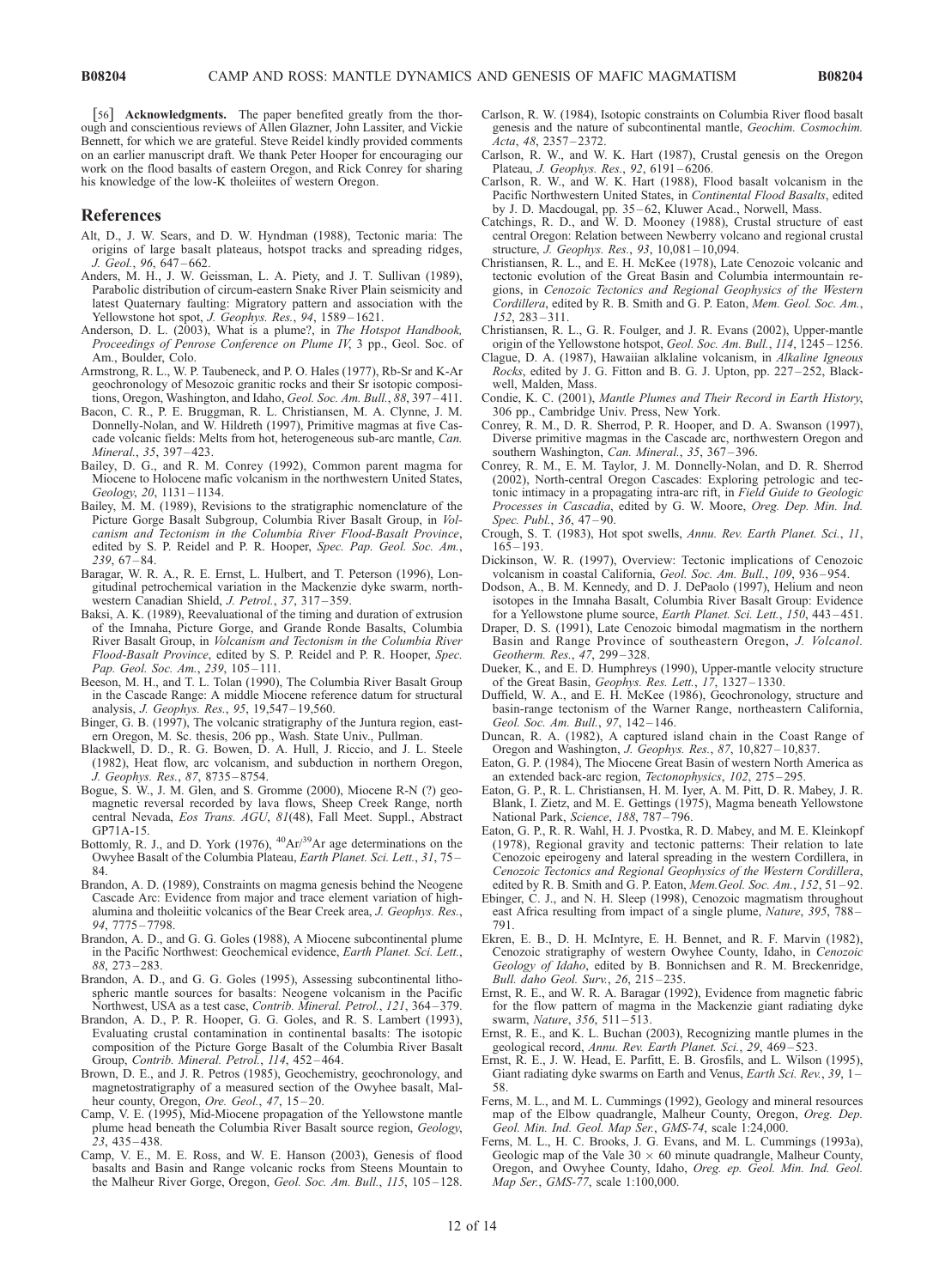[56] **Acknowledgments.** The paper benefited greatly from the thorough and conscientious reviews of Allen Glazner, John Lassiter, and Vickie Bennett, for which we are grateful. Steve Reidel kindly provided comments on an earlier manuscript draft. We thank Peter Hooper for encouraging our work on the flood basalts of eastern Oregon, and Rick Conrey for sharing his knowledge of the low-K tholeiites of western Oregon.

## References

Alt, D., J. W. Sears, and D. W. Hyndman (1988), Tectonic maria: The origins of large basalt plateaus, hotspot tracks and spreading ridges, *J. Geol.*, *96*, 647–662.

Anders, M. H., J. W. Geissman, L. A. Piety, and J. T. Sullivan (1989), Parabolic distribution of circum-eastern Snake River Plain seismicity and latest Quaternary faulting: Migratory pattern and association with the Yellowstone hot spot, *J. Geophys. Res.*, *94*, 1589–1621.

Anderson, D. L. (2003), What is a plume?, in *The Hotspot Handbook, Proceedings of Penrose Conference on Plume IV*, 3 pp., Geol. Soc. of Am., Boulder, Colo.

Armstrong, R. L., W. P. Taubeneck, and P. O. Hales (1977), Rb-Sr and K-Ar geochronology of Mesozoic granitic rocks and their Sr isotopic compositions, Oregon, Washington, and Idaho, *Geol. Soc. Am. Bull.*, *88*, 397–411.

Bacon, C. R., P. E. Bruggman, R. L. Christiansen, M. A. Clynne, J. M. Donnelly-Nolan, and W. Hildreth (1997), Primitive magmas at five Cascade volcanic fields: Melts from hot, heterogeneous sub-arc mantle, *Can. Mineral.*, *35*, 397–423.

Bailey, D. G., and R. M. Conrey (1992), Common parent magma for Miocene to Holocene mafic volcanism in the northwestern United States, *Geology*, *20*, 1131–1134.

Bailey, M. M. (1989), Revisions to the stratigraphic nomenclature of the Picture Gorge Basalt Subgroup, Columbia River Basalt Group, in *Volcanism and Tectonism in the Columbia River Flood-Basalt Province*, edited by S. P. Reidel and P. R. Hooper, *Spec. Pap. Geol. Soc. Am.*, *239*, 67–84.

Baragar, W. R. A., R. E. Ernst, L. Hulbert, and T. Peterson (1996), Longitudinal petrochemical variation in the Mackenzie dyke swarm, northwestern Canadian Shield, *J. Petrol.*, *37*, 317–359.

Baksi, A. K. (1989), Reevaluational of the timing and duration of extrusion of the Imnaha, Picture Gorge, and Grande Ronde Basalts, Columbia River Basalt Group, in *Volcanism and Tectonism in the Columbia River Flood-Basalt Province*, edited by S. P. Reidel and P. R. Hooper, *Spec. Pap. Geol. Soc. Am.*, *239*, 105–111.

Beeson, M. H., and T. L. Tolan (1990), The Columbia River Basalt Group in the Cascade Range: A middle Miocene reference datum for structural analysis, *J. Geophys. Res.*, *95*, 19,547–19,560.

Binger, G. B. (1997), The volcanic stratigraphy of the Juntura region, eastern Oregon, M. Sc. thesis, 206 pp., Wash. State Univ., Pullman.

Blackwell, D. D., R. G. Bowen, D. A. Hull, J. Riccio, and J. L. Steele (1982), Heat flow, arc volcanism, and subduction in northern Oregon, *J. Geophys. Res.*, *87*, 8735–8754.

Bogue, S. W., J. M. Glen, and S. Gromme (2000), Miocene R-N (?) geomagnetic reversal recorded by lava flows, Sheep Creek Range, north central Nevada, *Eos Trans. AGU*, *81*(48), Fall Meet. Suppl., Abstract GP71A-15.

Bottomly, R. J., and D. York (1976), $^{40}Ar/^{39}Ar$ age determinations on the Owyhee Basalt of the Columbia Plateau, *Earth Planet. Sci. Lett.*, *31*, 75–84.

Brandon, A. D. (1989), Constraints on magma genesis behind the Neogene Cascade Arc: Evidence from major and trace element variation of high-alumina and tholeiitic volcanics of the Bear Creek area, *J. Geophys. Res.*, *94*, 7775–7798.

Brandon, A. D., and G. G. Goles (1988), A Miocene subcontinental plume in the Pacific Northwest: Geochemical evidence, *Earth Planet. Sci. Lett.*, *88*, 273–283.

Brandon, A. D., and G. G. Goles (1995), Assessing subcontinental lithospheric mantle sources for basalts: Neogene volcanism in the Pacific Northwest, USA as a test case, *Contrib. Mineral. Petrol.*, *121*, 364–379.

Brandon, A. D., P. R. Hooper, G. G. Goles, and R. S. Lambert (1993), Evaluating crustal contamination in continental basalts: The isotopic composition of the Picture Gorge Basalt of the Columbia River Basalt Group, *Contrib. Mineral. Petrol.*, *114*, 452–464.

Brown, D. E., and J. R. Petros (1985), Geochemistry, geochronology, and magnetostratigraphy of a measured section of the Owyhee basalt, Malheur county, Oregon, *Ore. Geol.*, *47*, 15–20.

Camp, V. E. (1995), Mid-Miocene propagation of the Yellowstone mantle plume head beneath the Columbia River Basalt source region, *Geology*, *23*, 435–438.

Camp, V. E., M. E. Ross, and W. E. Hanson (2003), Genesis of flood basalts and Basin and Range volcanic rocks from Steens Mountain to the Malheur River Gorge, Oregon, *Geol. Soc. Am. Bull.*, *115*, 105–128.

Carlson, R. W. (1984), Isotopic constraints on Columbia River flood basalt genesis and the nature of subcontinental mantle, *Geochim. Cosmochim. Acta*, *48*, 2357–2372.

Carlson, R. W., and W. K. Hart (1987), Crustal genesis on the Oregon Plateau, *J. Geophys. Res.*, *92*, 6191–6206.

Carlson, R. W., and W. K. Hart (1988), Flood basalt volcanism in the Pacific Northwest United States, in *Continental Flood Basalts*, edited by J. D. Macdougal, pp. 35–62, Kluwer Acad., Norwell, Mass.

Catchings, R. D., and W. D. Mooney (1988), Crustal structure of east central Oregon: Relation between Newberry volcano and regional crustal structure, *J. Geophys. Res.*, *93*, 10,081–10,094.

Christiansen, R. L., and E. H. McKee (1978), Late Cenozoic volcanic and tectonic evolution of the Great Basin and Columbia intermountain regions, in *Cenozoic Tectonics and Regional Geophysics of the Western Cordillera*, edited by R. B. Smith and G. P. Eaton, *Mem. Geol. Soc. Am.*, *152*, 283–311.

Christiansen, R. L., G. R. Foulger, and J. R. Evans (2002), Upper-mantle origin of the Yellowstone hotspot, *Geol. Soc. Am. Bull.*, *114*, 1245–1256.

Clague, D. A. (1987), Hawaiian alklaline volcanism, in *Alkaline Igneous Rocks*, edited by J. G. Fitton and B. G. J. Upton, pp. 227–252, Blackwell, Malden, Mass.

Condie, K. C. (2001), *Mantle Plumes and Their Record in Earth History*, 306 pp., Cambridge Univ. Press, New York.

Conrey, R. M., D. R. Sherrod, P. R. Hooper, and D. A. Swanson (1997), Diverse primitive magmas in the Cascade arc, northwestern Oregon and southern Washington, *Can. Mineral.*, *35*, 367–396.

Conrey, R. M., E. M. Taylor, J. M. Donnelly-Nolan, and D. R. Sherrod (2002), North-central Oregon Cascades: Exploring petrologic and tectonic intimacy in a propagating intra-arc rift, in *Field Guide to Geologic Processes in Cascadia*, edited by G. W. Moore, *Oreg. Dep. Min. Ind. Spec. Publ.*, *36*, 47–90.

Crough, S. T. (1983), Hot spot swells, *Annu. Rev. Earth Planet. Sci.*, *11*, 165–193.

Dickinson, W. R. (1997), Overview: Tectonic implications of Cenozoic volcanism in coastal California, *Geol. Soc. Am. Bull.*, *109*, 936–954.

Dodson, A., B. M. Kennedy, and D. J. DePaolo (1997), Helium and neon isotopes in the Imnaha Basalt, Columbia River Basalt Group: Evidence for a Yellowstone plume source, *Earth Planet. Sci. Lett.*, *150*, 443–451.

Draper, D. S. (1991), Late Cenozoic bimodal magmatism in the northern Basin and Range Province of southeastern Oregon, *J. Volcanol. Geotherm. Res.*, *47*, 299–328.

Dueker, K., and E. D. Humphreys (1990), Upper-mantle velocity structure of the Great Basin, *Geophys. Res. Lett.*, *17*, 1327–1330.

Duffield, W. A., and E. H. McKee (1986), Geochronology, structure and basin-range tectonism of the Warner Range, northeastern California, *Geol. Soc. Am. Bull.*, *97*, 142–146.

Duncan, R. A. (1982), A captured island chain in the Coast Range of Oregon and Washington, *J. Geophys. Res.*, *87*, 10,827–10,837.

Eaton, G. P. (1984), The Miocene Great Basin of western North America as an extended back-arc region, *Tectonophysics*, *102*, 275–295.

Eaton, G. P., R. L. Christiansen, H. M. Iyer, A. M. Pitt, D. R. Mabey, J. R. Blank, I. Zietz, and M. E. Gettings (1975), Magma beneath Yellowstone National Park, *Science*, *188*, 787–796.

Eaton, G. P., R. R. Wahl, H. J. Pvostka, R. D. Mabey, and M. E. Kleinkopf (1978), Regional gravity and tectonic patterns: Their relation to late Cenozoic epeirogeny and lateral spreading in the western Cordillera, in *Cenozoic Tectonics and Regional Geophysics of the Western Cordillera*, edited by R. B. Smith and G. P. Eaton, *Mem.Geol. Soc. Am.*, *152*, 51–92.

Ebinger, C. J., and N. H. Sleep (1998), Cenozoic magmatism throughout east Africa resulting from impact of a single plume, *Nature*, *395*, 788–791.

Ekren, E. B., D. H. McIntyre, E. H. Bennet, and R. F. Marvin (1982), Cenozoic stratigraphy of western Owyhee County, Idaho, in *Cenozoic Geology of Idaho*, edited by B. Bonnichsen and R. M. Breckenridge, *Bull. daho Geol. Surv.*, *26*, 215–235.

Ernst, R. E., and W. R. A. Baragar (1992), Evidence from magnetic fabric for the flow pattern of magma in the Mackenzie giant radiating dyke swarm, *Nature*, *356*, 511–513.

Ernst, R. E., and K. L. Buchan (2003), Recognizing mantle plumes in the geological record, *Annu. Rev. Earth Planet. Sci.*, *29*, 469–523.

Ernst, R. E., J. W. Head, E. Parfitt, E. B. Grosfils, and L. Wilson (1995), Giant radiating dyke swarms on Earth and Venus, *Earth Sci. Rev.*, *39*, 1–58.

Ferns, M. L., and M. L. Cummings (1992), Geology and mineral resources map of the Elbow quadrangle, Malheur County, Oregon, *Oreg. Dep. Geol. Min. Ind. Geol. Map Ser.*, *GMS-74*, scale 1:24,000.

Ferns, M. L., H. C. Brooks, J. G. Evans, and M. L. Cummings (1993a), Geologic map of the Vale 30 × 60 minute quadrangle, Malheur County, Oregon, and Owyhee County, Idaho, *Oreg. ep. Geol. Min. Ind. Geol. Map Ser.*, *GMS-77*, scale 1:100,000.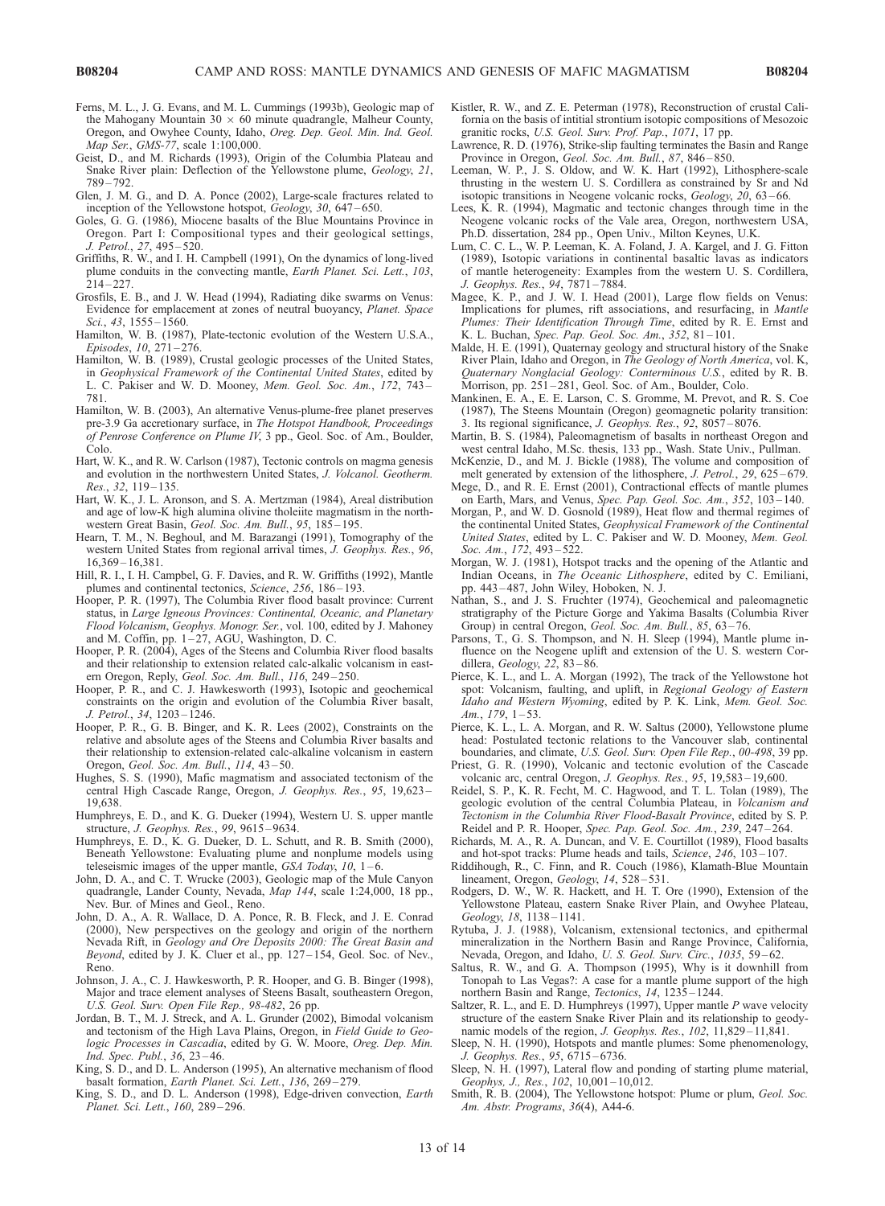Ferns, M. L., J. G. Evans, and M. L. Cummings (1993b), Geologic map of the Mahogany Mountain 30 × 60 minute quadrangle, Malheur County, Oregon, and Owyhee County, Idaho, *Oreg. Dep. Geol. Min. Ind. Geol. Map Ser.*, *GMS-77*, scale 1:100,000.

Geist, D., and M. Richards (1993), Origin of the Columbia Plateau and Snake River plain: Deflection of the Yellowstone plume, *Geology*, *21*, 789–792.

Glen, J. M. G., and D. A. Ponce (2002), Large-scale fractures related to inception of the Yellowstone hotspot, *Geology*, *30*, 647–650.

Goles, G. G. (1986), Miocene basalts of the Blue Mountains Province in Oregon. Part I: Compositional types and their geological settings, *J. Petrol.*, *27*, 495–520.

Griffiths, R. W., and I. H. Campbell (1991), On the dynamics of long-lived plume conduits in the convecting mantle, *Earth Planet. Sci. Lett.*, *103*, 214–227.

Grosfils, E. B., and J. W. Head (1994), Radiating dike swarms on Venus: Evidence for emplacement at zones of neutral buoyancy, *Planet. Space Sci.*, *43*, 1555–1560.

Hamilton, W. B. (1987), Plate-tectonic evolution of the Western U.S.A., *Episodes*, *10*, 271–276.

Hamilton, W. B. (1989), Crustal geologic processes of the United States, in *Geophysical Framework of the Continental United States*, edited by L. C. Pakiser and W. D. Mooney, *Mem. Geol. Soc. Am.*, *172*, 743–781.

Hamilton, W. B. (2003), An alternative Venus-plume-free planet preserves pre-3.9 Ga accretionary surface, in *The Hotspot Handbook, Proceedings of Penrose Conference on Plume IV*, 3 pp., Geol. Soc. of Am., Boulder, Colo.

Hart, W. K., and R. W. Carlson (1987), Tectonic controls on magma genesis and evolution in the northwestern United States, *J. Volcanol. Geotherm. Res.*, *32*, 119–135.

Hart, W. K., J. L. Aronson, and S. A. Mertzman (1984), Areal distribution and age of low-K high alumina olivine tholeiite magmatism in the northwestern Great Basin, *Geol. Soc. Am. Bull.*, *95*, 185–195.

Hearn, T. M., N. Beghoul, and M. Barazangi (1991), Tomography of the western United States from regional arrival times, *J. Geophys. Res.*, *96*, 16,369–16,381.

Hill, R. I., I. H. Campbel, G. F. Davies, and R. W. Griffiths (1992), Mantle plumes and continental tectonics, *Science*, *256*, 186–193.

Hooper, P. R. (1997), The Columbia River flood basalt province: Current status, in *Large Igneous Provinces: Continental, Oceanic, and Planetary Flood Volcanism*, *Geophys. Monogr. Ser.*, vol. 100, edited by J. Mahoney and M. Coffin, pp. 1–27, AGU, Washington, D. C.

Hooper, P. R. (2004), Ages of the Steens and Columbia River flood basalts and their relationship to extension related calc-alkalic volcanism in eastern Oregon, Reply, *Geol. Soc. Am. Bull.*, *116*, 249–250.

Hooper, P. R., and C. J. Hawkesworth (1993), Isotopic and geochemical constraints on the origin and evolution of the Columbia River basalt, *J. Petrol.*, *34*, 1203–1246.

Hooper, P. R., G. B. Binger, and K. R. Lees (2002), Constraints on the relative and absolute ages of the Steens and Columbia River basalts and their relationship to extension-related calc-alkaline volcanism in eastern Oregon, *Geol. Soc. Am. Bull.*, *114*, 43–50.

Hughes, S. S. (1990), Mafic magmatism and associated tectonism of the central High Cascade Range, Oregon, *J. Geophys. Res.*, *95*, 19,623–19,638.

Humphreys, E. D., and K. G. Dueker (1994), Western U. S. upper mantle structure, *J. Geophys. Res.*, *99*, 9615–9634.

Humphreys, E. D., K. G. Dueker, D. L. Schutt, and R. B. Smith (2000), Beneath Yellowstone: Evaluating plume and nonplume models using teleseismic images of the upper mantle, *GSA Today*, *10*, 1–6.

John, D. A., and C. T. Wrucke (2003), Geologic map of the Mule Canyon quadrangle, Lander County, Nevada, *Map 144*, scale 1:24,000, 18 pp., Nev. Bur. of Mines and Geol., Reno.

John, D. A., A. R. Wallace, D. A. Ponce, R. B. Fleck, and J. E. Conrad (2000), New perspectives on the geology and origin of the northern Nevada Rift, in *Geology and Ore Deposits 2000: The Great Basin and Beyond*, edited by J. K. Cluer et al., pp. 127–154, Geol. Soc. of Nev., Reno.

Johnson, J. A., C. J. Hawkesworth, P. R. Hooper, and G. B. Binger (1998), Major and trace element analyses of Steens Basalt, southeastern Oregon, *U.S. Geol. Surv. Open File Rep., 98-482*, 26 pp.

Jordan, B. T., M. J. Streck, and A. L. Grunder (2002), Bimodal volcanism and tectonism of the High Lava Plains, Oregon, in *Field Guide to Geologic Processes in Cascadia*, edited by G. W. Moore, *Oreg. Dep. Min. Ind. Spec. Publ.*, *36*, 23–46.

King, S. D., and D. L. Anderson (1995), An alternative mechanism of flood basalt formation, *Earth Planet. Sci. Lett.*, *136*, 269–279.

King, S. D., and D. L. Anderson (1998), Edge-driven convection, *Earth Planet. Sci. Lett.*, *160*, 289–296.

Kistler, R. W., and Z. E. Peterman (1978), Reconstruction of crustal California on the basis of initial strontium isotopic compositions of Mesozoic granitic rocks, *U.S. Geol. Surv. Prof. Pap.*, *1071*, 17 pp.

Lawrence, R. D. (1976), Strike-slip faulting terminates the Basin and Range Province in Oregon, *Geol. Soc. Am. Bull.*, *87*, 846–850.

Leeman, W. P., J. S. Oldow, and W. K. Hart (1992), Lithosphere-scale thrusting in the western U. S. Cordillera as constrained by Sr and Nd isotopic transitions in Neogene volcanic rocks, *Geology*, *20*, 63–66.

Lees, K. R. (1994), Magmatic and tectonic changes through time in the Neogene volcanic rocks of the Vale area, Oregon, northwestern USA, Ph.D. dissertation, 284 pp., Open Univ., Milton Keynes, U.K.

Lum, C. C. L., W. P. Leeman, K. A. Foland, J. A. Kargel, and J. G. Fitton (1989), Isotopic variations in continental basaltic lavas as indicators of mantle heterogeneity: Examples from the western U. S. Cordillera, *J. Geophys. Res.*, *94*, 7871–7884.

Magee, K. P., and J. W. I. Head (2001), Large flow fields on Venus: Implications for plumes, rift associations, and resurfacing, in *Mantle Plumes: Their Identification Through Time*, edited by R. E. Ernst and K. L. Buchan, *Spec. Pap. Geol. Soc. Am.*, *352*, 81–101.

Malde, H. E. (1991), Quaternary geology and structural history of the Snake River Plain, Idaho and Oregon, in *The Geology of North America*, vol. K, *Quaternary Nonglacial Geology: Conterminous U.S.*, edited by R. B. Morrison, pp. 251–281, Geol. Soc. of Am., Boulder, Colo.

Mankinen, E. A., E. E. Larson, C. S. Gromme, M. Prevot, and R. S. Coe (1987), The Steens Mountain (Oregon) geomagnetic polarity transition: 3. Its regional significance, *J. Geophys. Res.*, *92*, 8057–8076.

Martin, B. S. (1984), Paleomagnetism of basalts in northeast Oregon and west central Idaho, M.Sc. thesis, 133 pp., Wash. State Univ., Pullman.

McKenzie, D., and M. J. Bickle (1988), The volume and composition of melt generated by extension of the lithosphere, *J. Petrol.*, *29*, 625–679.

Mege, D., and R. E. Ernst (2001), Contractional effects of mantle plumes on Earth, Mars, and Venus, *Spec. Pap. Geol. Soc. Am.*, *352*, 103–140.

Morgan, P., and W. D. Gosnold (1989), Heat flow and thermal regimes of the continental United States, *Geophysical Framework of the Continental United States*, edited by L. C. Pakiser and W. D. Mooney, *Mem. Geol. Soc. Am.*, *172*, 493–522.

Morgan, W. J. (1981), Hotspot tracks and the opening of the Atlantic and Indian Oceans, in *The Oceanic Lithosphere*, edited by C. Emiliani, pp. 443–487, John Wiley, Hoboken, N. J.

Nathan, S., and J. S. Fruchter (1974), Geochemical and paleomagnetic stratigraphy of the Picture Gorge and Yakima Basalts (Columbia River Group) in central Oregon, *Geol. Soc. Am. Bull.*, *85*, 63–76.

Parsons, T., G. S. Thompson, and N. H. Sleep (1994), Mantle plume influence on the Neogene uplift and extension of the U. S. western Cordillera, *Geology*, *22*, 83–86.

Pierce, K. L., and L. A. Morgan (1992), The track of the Yellowstone hot spot: Volcanism, faulting, and uplift, in *Regional Geology of Eastern Idaho and Western Wyoming*, edited by P. K. Link, *Mem. Geol. Soc. Am.*, *179*, 1–53.

Pierce, K. L., L. A. Morgan, and R. W. Saltus (2000), Yellowstone plume head: Postulated tectonic relations to the Vancouver slab, continental boundaries, and climate, *U.S. Geol. Surv. Open File Rep.*, *00-498*, 39 pp.

Priest, G. R. (1990), Volcanic and tectonic evolution of the Cascade volcanic arc, central Oregon, *J. Geophys. Res.*, *95*, 19,583–19,600.

Reidel, S. P., K. R. Fecht, M. C. Hagwood, and T. L. Tolan (1989), The geologic evolution of the central Columbia Plateau, in *Volcanism and Tectonism in the Columbia River Flood-Basalt Province*, edited by S. P. Reidel and P. R. Hooper, *Spec. Pap. Geol. Soc. Am.*, *239*, 247–264.

Richards, M. A., R. A. Duncan, and V. E. Courtillot (1989), Flood basalts and hot-spot tracks: Plume heads and tails, *Science*, *246*, 103–107.

Riddihough, R., C. Finn, and R. Couch (1986), Klamath-Blue Mountain lineament, Oregon, *Geology*, *14*, 528–531.

Rodgers, D. W., W. R. Hackett, and H. T. Ore (1990), Extension of the Yellowstone Plateau, eastern Snake River Plain, and Owyhee Plateau, *Geology*, *18*, 1138–1141.

Rytuba, J. J. (1988), Volcanism, extensional tectonics, and epithermal mineralization in the Northern Basin and Range Province, California, Nevada, Oregon, and Idaho, *U. S. Geol. Surv. Circ.*, *1035*, 59–62.

Saltus, R. W., and G. A. Thompson (1995), Why is it downhill from Tonopah to Las Vegas?: A case for a mantle plume support of the high northern Basin and Range, *Tectonics*, *14*, 1235–1244.

Saltzer, R. L., and E. D. Humphreys (1997), Upper mantle *P* wave velocity structure of the eastern Snake River Plain and its relationship to geodynamic models of the region, *J. Geophys. Res.*, *102*, 11,829–11,841.

Sleep, N. H. (1990), Hotspots and mantle plumes: Some phenomenology, *J. Geophys. Res.*, *95*, 6715–6736.

Sleep, N. H. (1997), Lateral flow and ponding of starting plume material, *Geophys, J., Res.*, *102*, 10,001–10,012.

Smith, R. B. (2004), The Yellowstone hotspot: Plume or plum, *Geol. Soc. Am. Abstr. Programs*, *36*(4), A44-6.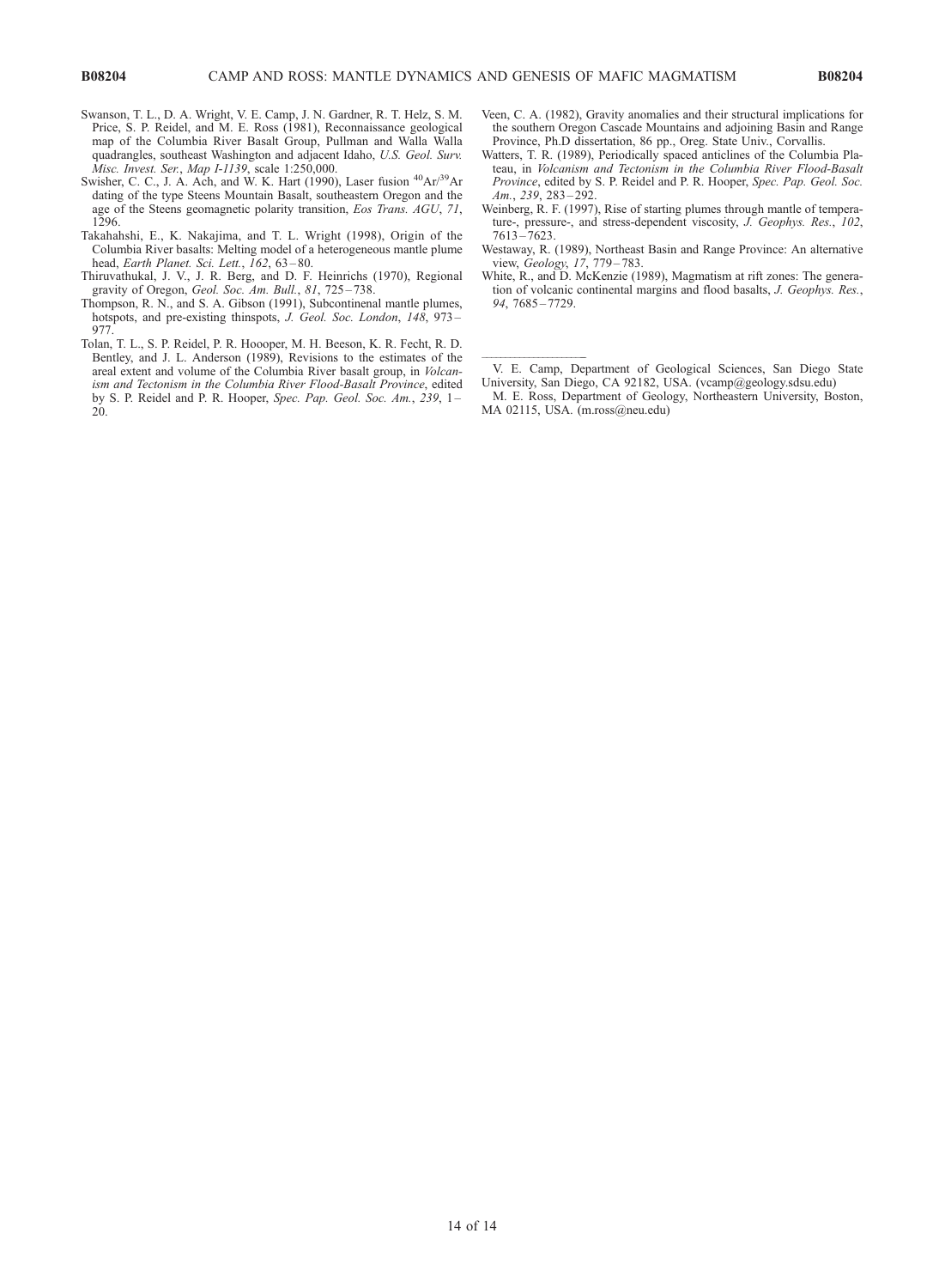Swanson, T. L., D. A. Wright, V. E. Camp, J. N. Gardner, R. T. Helz, S. M. Price, S. P. Reidel, and M. E. Ross (1981), Reconnaissance geological map of the Columbia River Basalt Group, Pullman and Walla Walla quadrangles, southeast Washington and adjacent Idaho, *U.S. Geol. Surv. Misc. Invest. Ser.*, *Map I-1139*, scale 1:250,000.

Swisher, C. C., J. A. Ach, and W. K. Hart (1990), Laser fusion $^{40}Ar/^{39}Ar$ dating of the type Steens Mountain Basalt, southeastern Oregon and the age of the Steens geomagnetic polarity transition, *Eos Trans. AGU*, *71*, 1296.

Takahahshi, E., K. Nakajima, and T. L. Wright (1998), Origin of the Columbia River basalts: Melting model of a heterogeneous mantle plume head, *Earth Planet. Sci. Lett.*, *162*, 63–80.

Thiruvathukal, J. V., J. R. Berg, and D. F. Heinrichs (1970), Regional gravity of Oregon, *Geol. Soc. Am. Bull.*, *81*, 725–738.

Thompson, R. N., and S. A. Gibson (1991), Subcontinenal mantle plumes, hotspots, and pre-existing thinspots, *J. Geol. Soc. London*, *148*, 973–977.

Tolan, T. L., S. P. Reidel, P. R. Hoooper, M. H. Beeson, K. R. Fecht, R. D. Bentley, and J. L. Anderson (1989), Revisions to the estimates of the areal extent and volume of the Columbia River basalt group, in *Volcanism and Tectonism in the Columbia River Flood-Basalt Province*, edited by S. P. Reidel and P. R. Hooper, *Spec. Pap. Geol. Soc. Am.*, *239*, 1–20.

Veen, C. A. (1982), Gravity anomalies and their structural implications for the southern Oregon Cascade Mountains and adjoining Basin and Range Province, Ph.D dissertation, 86 pp., Oreg. State Univ., Corvallis.

Watters, T. R. (1989), Periodically spaced anticlines of the Columbia Plateau, in *Volcanism and Tectonism in the Columbia River Flood-Basalt Province*, edited by S. P. Reidel and P. R. Hooper, *Spec. Pap. Geol. Soc. Am.*, *239*, 283–292.

Weinberg, R. F. (1997), Rise of starting plumes through mantle of temperature-, pressure-, and stress-dependent viscosity, *J. Geophys. Res.*, *102*, 7613–7623.

Westaway, R. (1989), Northeast Basin and Range Province: An alternative view, *Geology*, *17*, 779–783.

White, R., and D. McKenzie (1989), Magmatism at rift zones: The generation of volcanic continental margins and flood basalts, *J. Geophys. Res.*, *94*, 7685–7729.

---

V. E. Camp, Department of Geological Sciences, San Diego State University, San Diego, CA 92182, USA. (vcamp@geology.sdsu.edu)

M. E. Ross, Department of Geology, Northeastern University, Boston, MA 02115, USA. (m.ross@neu.edu)